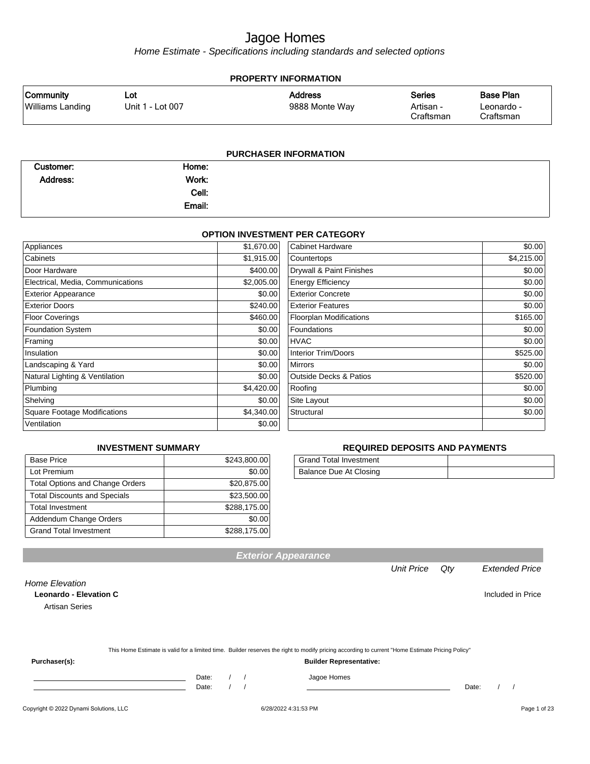# Jagoe Homes

*Home Estimate - Specifications including standards and selected options*

## PROPERTY INFORMATION

| Community | Lot | Address | Series | Base Plan |
|---|---|---|---|---|
| Williams Landing | Unit 1 - Lot 007 | 9888 Monte Way | Artisan - Craftsman | Leonardo - Craftsman |

## PURCHASER INFORMATION

| | | |
|---|---|---|
| **Customer:** | **Home:** | |
| **Address:** | **Work:** | |
| | **Cell:** | |
| | **Email:** | |

## OPTION INVESTMENT PER CATEGORY

| | | | |
|---|---|---|---|
| Appliances | $1,670.00 | Cabinet Hardware | $0.00 |
| Cabinets | $1,915.00 | Countertops | $4,215.00 |
| Door Hardware | $400.00 | Drywall & Paint Finishes | $0.00 |
| Electrical, Media, Communications | $2,005.00 | Energy Efficiency | $0.00 |
| Exterior Appearance | $0.00 | Exterior Concrete | $0.00 |
| Exterior Doors | $240.00 | Exterior Features | $0.00 |
| Floor Coverings | $460.00 | Floorplan Modifications | $165.00 |
| Foundation System | $0.00 | Foundations | $0.00 |
| Framing | $0.00 | HVAC | $0.00 |
| Insulation | $0.00 | Interior Trim/Doors | $525.00 |
| Landscaping & Yard | $0.00 | Mirrors | $0.00 |
| Natural Lighting & Ventilation | $0.00 | Outside Decks & Patios | $520.00 |
| Plumbing | $4,420.00 | Roofing | $0.00 |
| Shelving | $0.00 | Site Layout | $0.00 |
| Square Footage Modifications | $4,340.00 | Structural | $0.00 |
| Ventilation | $0.00 | | |

## INVESTMENT SUMMARY

| | |
|---|---|
| Base Price | $243,800.00 |
| Lot Premium | $0.00 |
| Total Options and Change Orders | $20,875.00 |
| Total Discounts and Specials | $23,500.00 |
| Total Investment | $288,175.00 |
| Addendum Change Orders | $0.00 |
| Grand Total Investment | $288,175.00 |

## REQUIRED DEPOSITS AND PAYMENTS

| | |
|---|---|
| Grand Total Investment | |
| Balance Due At Closing | |

## Exterior Appearance

| | Unit Price | Qty | Extended Price |
|---|---|---|---|
| *Home Elevation* | | | |
| **Leonardo - Elevation C** | | | Included in Price |
| Artisan Series | | | |

This Home Estimate is valid for a limited time. Builder reserves the right to modify pricing according to current "Home Estimate Pricing Policy"

**Purchaser(s):** **Builder Representative:**

Date: / / Jagoe Homes

Date: / / Date: / /

Copyright © 2022 Dynami Solutions, LLC 6/28/2022 4:31:53 PM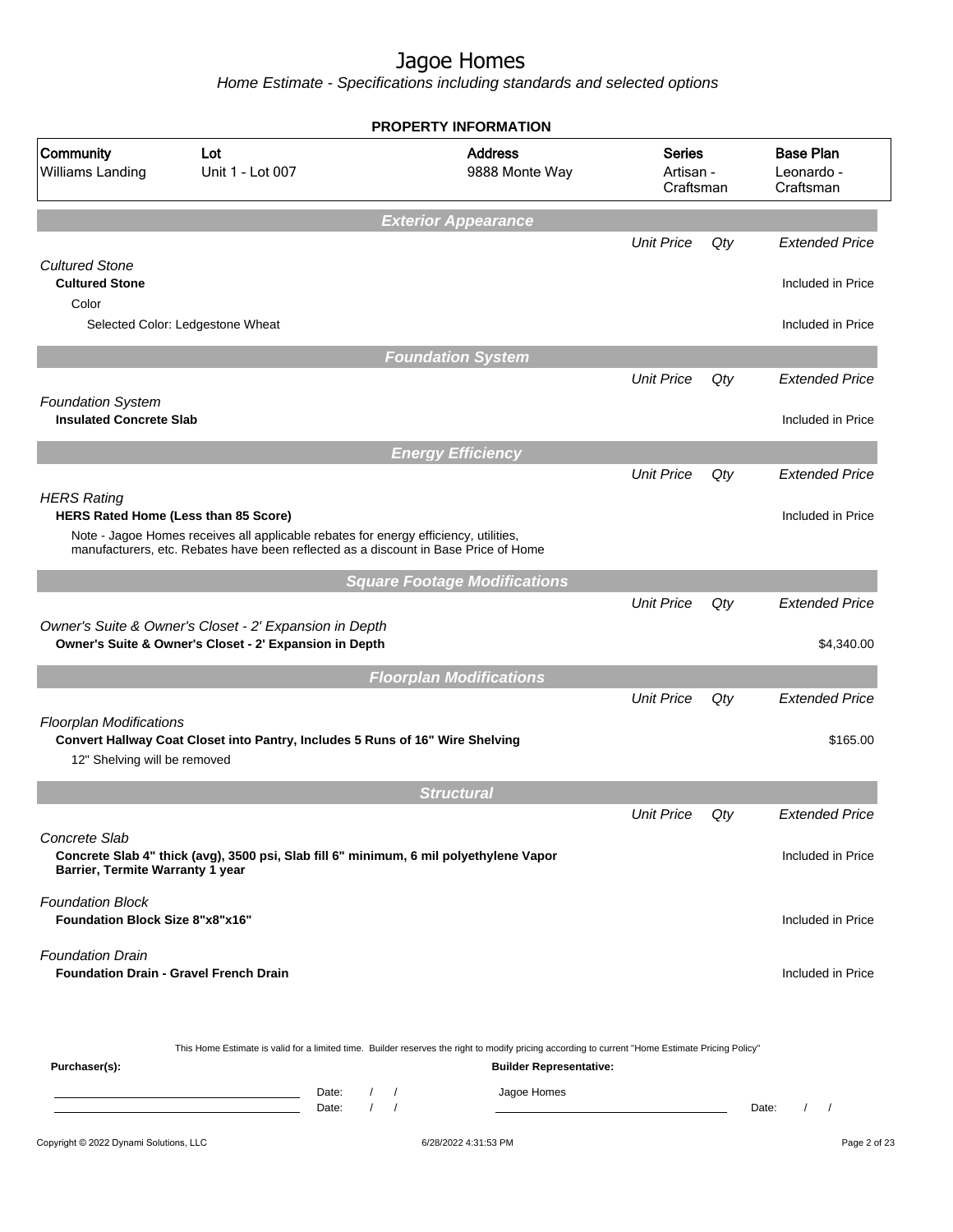# Jagoe Homes

*Home Estimate - Specifications including standards and selected options*

**PROPERTY INFORMATION**

| Community | Lot | Address | Series | Base Plan |
|---|---|---|---|---|
| Williams Landing | Unit 1 - Lot 007 | 9888 Monte Way | Artisan - Craftsman | Leonardo - Craftsman |

## Exterior Appearance

| | Unit Price | Qty | Extended Price |
|---|---|---|---|
| *Cultured Stone* | | | |
| **Cultured Stone** | | | Included in Price |
| Color | | | |
| Selected Color: Ledgestone Wheat | | | Included in Price |

## Foundation System

| | Unit Price | Qty | Extended Price |
|---|---|---|---|
| *Foundation System* | | | |
| **Insulated Concrete Slab** | | | Included in Price |

## Energy Efficiency

| | Unit Price | Qty | Extended Price |
|---|---|---|---|
| *HERS Rating* | | | |
| **HERS Rated Home (Less than 85 Score)** | | | Included in Price |
| Note - Jagoe Homes receives all applicable rebates for energy efficiency, utilities, manufacturers, etc. Rebates have been reflected as a discount in Base Price of Home | | | |

## Square Footage Modifications

| | Unit Price | Qty | Extended Price |
|---|---|---|---|
| *Owner's Suite & Owner's Closet - 2' Expansion in Depth* | | | |
| **Owner's Suite & Owner's Closet - 2' Expansion in Depth** | | | $4,340.00 |

## Floorplan Modifications

| | Unit Price | Qty | Extended Price |
|---|---|---|---|
| *Floorplan Modifications* | | | |
| **Convert Hallway Coat Closet into Pantry, Includes 5 Runs of 16" Wire Shelving** | | | $165.00 |
| 12" Shelving will be removed | | | |

## Structural

| | Unit Price | Qty | Extended Price |
|---|---|---|---|
| *Concrete Slab* | | | |
| **Concrete Slab 4" thick (avg), 3500 psi, Slab fill 6" minimum, 6 mil polyethylene Vapor Barrier, Termite Warranty 1 year** | | | Included in Price |
| *Foundation Block* | | | |
| **Foundation Block Size 8"x8"x16"** | | | Included in Price |
| *Foundation Drain* | | | |
| **Foundation Drain - Gravel French Drain** | | | Included in Price |

This Home Estimate is valid for a limited time. Builder reserves the right to modify pricing according to current "Home Estimate Pricing Policy"

**Purchaser(s):**

Date: / /

Date: / /

**Builder Representative:**

Jagoe Homes

Date: / /

Copyright © 2022 Dynami Solutions, LLC

6/28/2022 4:31:53 PM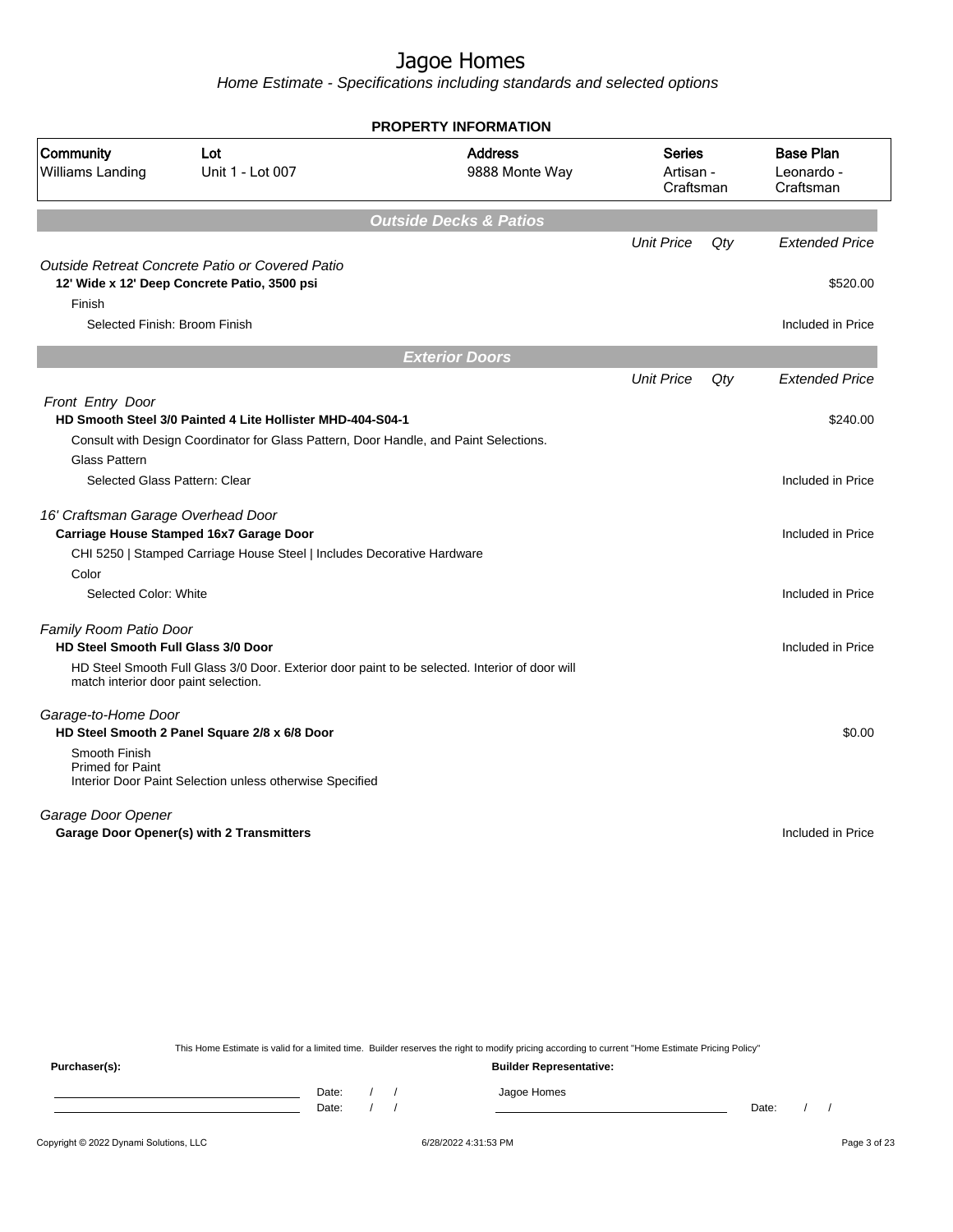# Jagoe Homes

*Home Estimate - Specifications including standards and selected options*

**PROPERTY INFORMATION**

| Community | Lot | Address | Series | Base Plan |
|---|---|---|---|---|
| Williams Landing | Unit 1 - Lot 007 | 9888 Monte Way | Artisan - Craftsman | Leonardo - Craftsman |

## Outside Decks & Patios

| | Unit Price | Qty | Extended Price |
|---|---|---|---|
| *Outside Retreat Concrete Patio or Covered Patio* | | | |
| **12' Wide x 12' Deep Concrete Patio, 3500 psi** | | | $520.00 |
| Finish | | | |
| Selected Finish: Broom Finish | | | Included in Price |

## Exterior Doors

| | Unit Price | Qty | Extended Price |
|---|---|---|---|
| *Front Entry Door* | | | |
| **HD Smooth Steel 3/0 Painted 4 Lite Hollister MHD-404-S04-1** | | | $240.00 |
| Consult with Design Coordinator for Glass Pattern, Door Handle, and Paint Selections. | | | |
| Glass Pattern | | | |
| Selected Glass Pattern: Clear | | | Included in Price |
| *16' Craftsman Garage Overhead Door* | | | |
| **Carriage House Stamped 16x7 Garage Door** | | | Included in Price |
| CHI 5250 \| Stamped Carriage House Steel \| Includes Decorative Hardware | | | |
| Color | | | |
| Selected Color: White | | | Included in Price |
| *Family Room Patio Door* | | | |
| **HD Steel Smooth Full Glass 3/0 Door** | | | Included in Price |
| HD Steel Smooth Full Glass 3/0 Door. Exterior door paint to be selected. Interior of door will match interior door paint selection. | | | |
| *Garage-to-Home Door* | | | |
| **HD Steel Smooth 2 Panel Square 2/8 x 6/8 Door** | | | $0.00 |
| Smooth Finish<br>Primed for Paint<br>Interior Door Paint Selection unless otherwise Specified | | | |
| *Garage Door Opener* | | | |
| **Garage Door Opener(s) with 2 Transmitters** | | | Included in Price |

This Home Estimate is valid for a limited time. Builder reserves the right to modify pricing according to current "Home Estimate Pricing Policy"

**Purchaser(s):** **Builder Representative:**

Date: / /    Jagoe Homes

Date: / /    Date: / /

Copyright © 2022 Dynami Solutions, LLC    6/28/2022 4:31:53 PM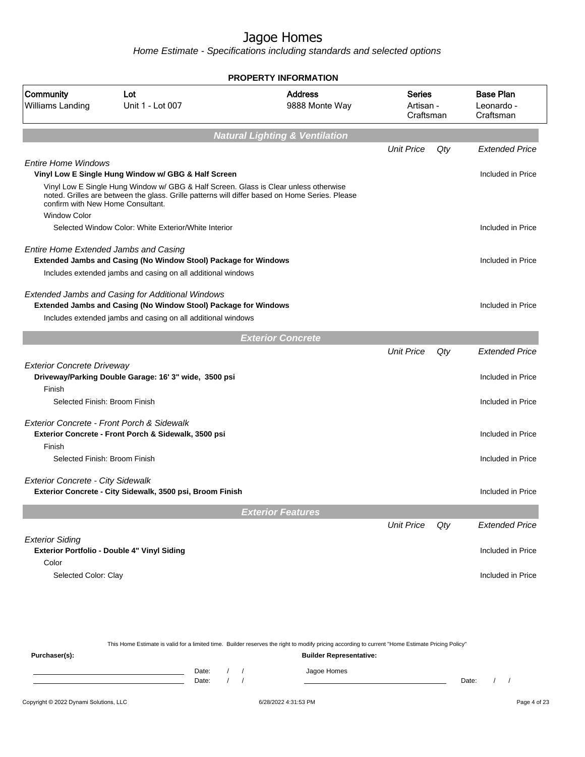# Jagoe Homes

*Home Estimate - Specifications including standards and selected options*

**PROPERTY INFORMATION**

| Community | Lot | Address | Series | Base Plan |
|---|---|---|---|---|
| Williams Landing | Unit 1 - Lot 007 | 9888 Monte Way | Artisan - Craftsman | Leonardo - Craftsman |

## Natural Lighting & Ventilation

| | Unit Price | Qty | Extended Price |
|---|---|---|---|
| *Entire Home Windows* | | | |
| **Vinyl Low E Single Hung Window w/ GBG & Half Screen** | | | Included in Price |
| Vinyl Low E Single Hung Window w/ GBG & Half Screen. Glass is Clear unless otherwise noted. Grilles are between the glass. Grille patterns will differ based on Home Series. Please confirm with New Home Consultant. | | | |
| Window Color | | | |
| Selected Window Color: White Exterior/White Interior | | | Included in Price |
| *Entire Home Extended Jambs and Casing* | | | |
| **Extended Jambs and Casing (No Window Stool) Package for Windows** | | | Included in Price |
| Includes extended jambs and casing on all additional windows | | | |
| *Extended Jambs and Casing for Additional Windows* | | | |
| **Extended Jambs and Casing (No Window Stool) Package for Windows** | | | Included in Price |
| Includes extended jambs and casing on all additional windows | | | |

## Exterior Concrete

| | Unit Price | Qty | Extended Price |
|---|---|---|---|
| *Exterior Concrete Driveway* | | | |
| **Driveway/Parking Double Garage: 16' 3" wide, 3500 psi** | | | Included in Price |
| Finish | | | |
| Selected Finish: Broom Finish | | | Included in Price |
| *Exterior Concrete - Front Porch & Sidewalk* | | | |
| **Exterior Concrete - Front Porch & Sidewalk, 3500 psi** | | | Included in Price |
| Finish | | | |
| Selected Finish: Broom Finish | | | Included in Price |
| *Exterior Concrete - City Sidewalk* | | | |
| **Exterior Concrete - City Sidewalk, 3500 psi, Broom Finish** | | | Included in Price |

## Exterior Features

| | Unit Price | Qty | Extended Price |
|---|---|---|---|
| *Exterior Siding* | | | |
| **Exterior Portfolio - Double 4" Vinyl Siding** | | | Included in Price |
| Color | | | |
| Selected Color: Clay | | | Included in Price |

This Home Estimate is valid for a limited time. Builder reserves the right to modify pricing according to current "Home Estimate Pricing Policy"

**Purchaser(s):**

Date: / /

Date: / /

**Builder Representative:**

Jagoe Homes

Date: / /

Copyright © 2022 Dynami Solutions, LLC

6/28/2022 4:31:53 PM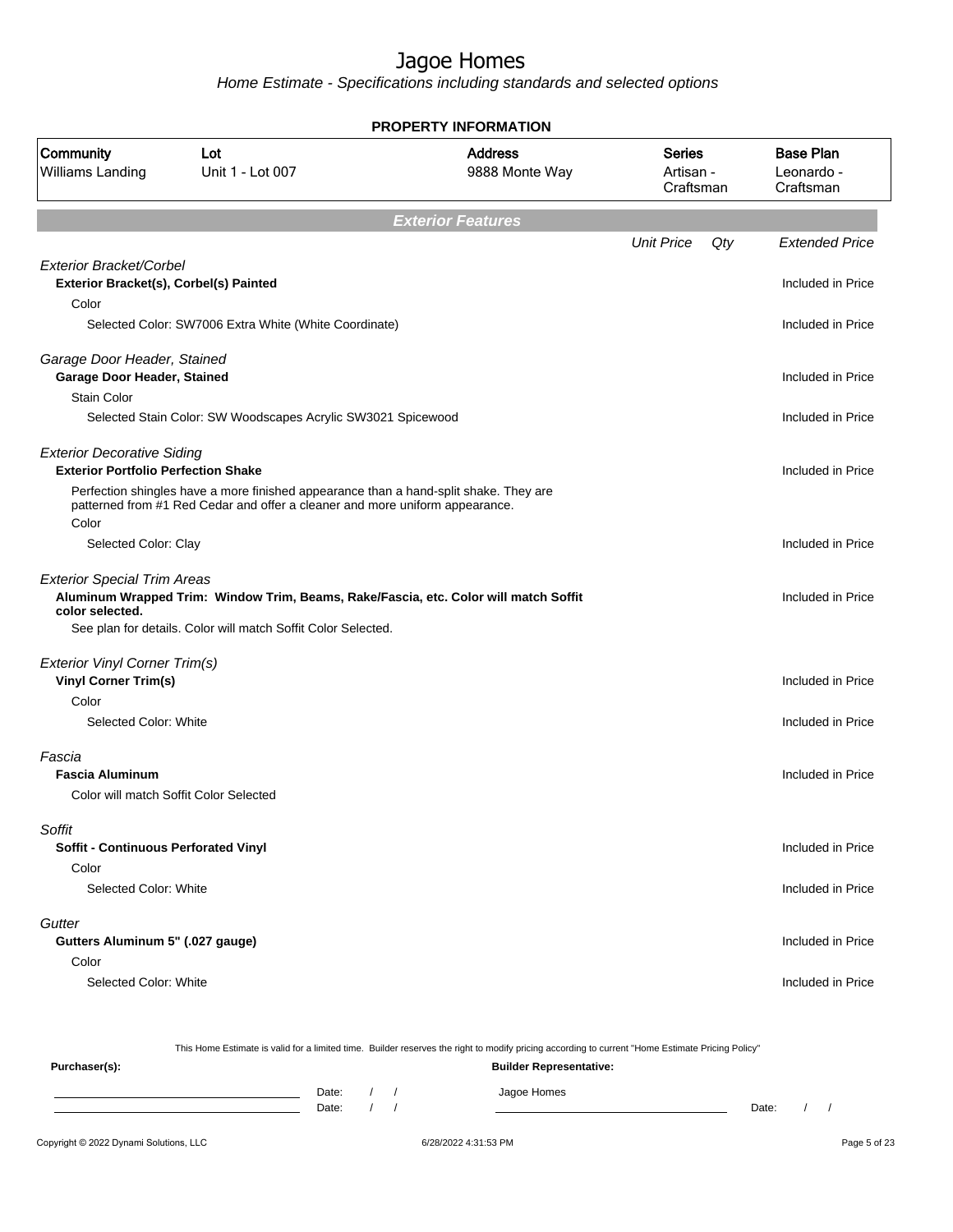# Jagoe Homes

*Home Estimate - Specifications including standards and selected options*

**PROPERTY INFORMATION**

| Community | Lot | Address | Series | Base Plan |
|---|---|---|---|---|
| Williams Landing | Unit 1 - Lot 007 | 9888 Monte Way | Artisan - Craftsman | Leonardo - Craftsman |

## Exterior Features

| | Unit Price | Qty | Extended Price |
|---|---|---|---|
| *Exterior Bracket/Corbel* | | | |
| **Exterior Bracket(s), Corbel(s) Painted** | | | Included in Price |
| Color | | | |
| Selected Color: SW7006 Extra White (White Coordinate) | | | Included in Price |
| *Garage Door Header, Stained* | | | |
| **Garage Door Header, Stained** | | | Included in Price |
| Stain Color | | | |
| Selected Stain Color: SW Woodscapes Acrylic SW3021 Spicewood | | | Included in Price |
| *Exterior Decorative Siding* | | | |
| **Exterior Portfolio Perfection Shake** | | | Included in Price |
| Perfection shingles have a more finished appearance than a hand-split shake. They are patterned from #1 Red Cedar and offer a cleaner and more uniform appearance. | | | |
| Color | | | |
| Selected Color: Clay | | | Included in Price |
| *Exterior Special Trim Areas* | | | |
| **Aluminum Wrapped Trim: Window Trim, Beams, Rake/Fascia, etc. Color will match Soffit color selected.** | | | Included in Price |
| See plan for details. Color will match Soffit Color Selected. | | | |
| *Exterior Vinyl Corner Trim(s)* | | | |
| **Vinyl Corner Trim(s)** | | | Included in Price |
| Color | | | |
| Selected Color: White | | | Included in Price |
| *Fascia* | | | |
| **Fascia Aluminum** | | | Included in Price |
| Color will match Soffit Color Selected | | | |
| *Soffit* | | | |
| **Soffit - Continuous Perforated Vinyl** | | | Included in Price |
| Color | | | |
| Selected Color: White | | | Included in Price |
| *Gutter* | | | |
| **Gutters Aluminum 5" (.027 gauge)** | | | Included in Price |
| Color | | | |
| Selected Color: White | | | Included in Price |

This Home Estimate is valid for a limited time. Builder reserves the right to modify pricing according to current "Home Estimate Pricing Policy"

**Purchaser(s):** Date: / / Date: / /

**Builder Representative:** Jagoe Homes Date: / /

Copyright © 2022 Dynami Solutions, LLC 6/28/2022 4:31:53 PM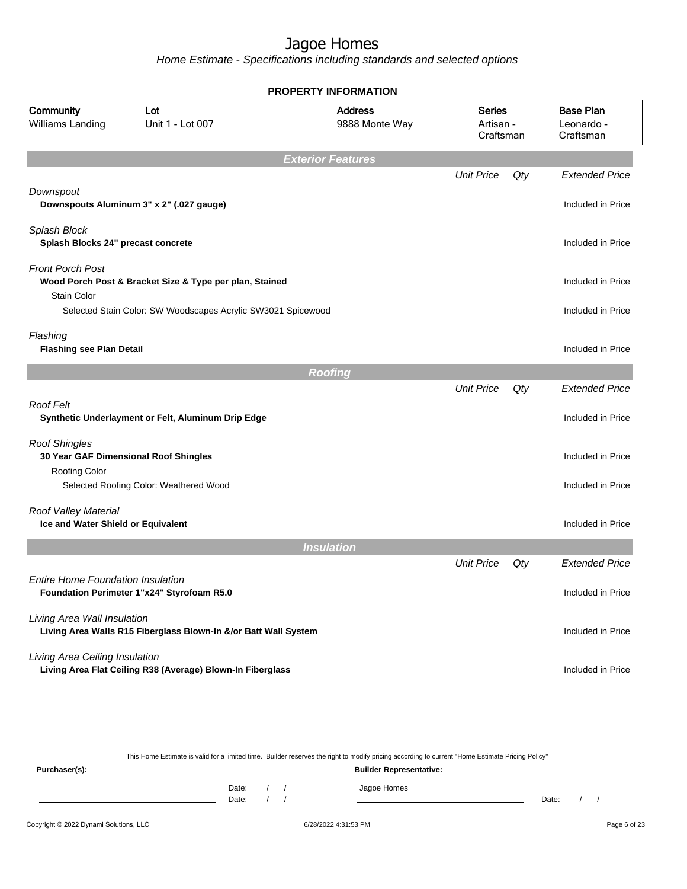# Jagoe Homes

*Home Estimate - Specifications including standards and selected options*

## PROPERTY INFORMATION

| Community | Lot | Address | Series | Base Plan |
|---|---|---|---|---|
| Williams Landing | Unit 1 - Lot 007 | 9888 Monte Way | Artisan - Craftsman | Leonardo - Craftsman |

## Exterior Features

| | Unit Price | Qty | Extended Price |
|---|---|---|---|
| *Downspout* | | | |
| **Downspouts Aluminum 3" x 2" (.027 gauge)** | | | Included in Price |
| *Splash Block* | | | |
| **Splash Blocks 24" precast concrete** | | | Included in Price |
| *Front Porch Post* | | | |
| **Wood Porch Post & Bracket Size & Type per plan, Stained** | | | Included in Price |
| Stain Color | | | |
| Selected Stain Color: SW Woodscapes Acrylic SW3021 Spicewood | | | Included in Price |
| *Flashing* | | | |
| **Flashing see Plan Detail** | | | Included in Price |

## Roofing

| | Unit Price | Qty | Extended Price |
|---|---|---|---|
| *Roof Felt* | | | |
| **Synthetic Underlayment or Felt, Aluminum Drip Edge** | | | Included in Price |
| *Roof Shingles* | | | |
| **30 Year GAF Dimensional Roof Shingles** | | | Included in Price |
| Roofing Color | | | |
| Selected Roofing Color: Weathered Wood | | | Included in Price |
| *Roof Valley Material* | | | |
| **Ice and Water Shield or Equivalent** | | | Included in Price |

## Insulation

| | Unit Price | Qty | Extended Price |
|---|---|---|---|
| *Entire Home Foundation Insulation* | | | |
| **Foundation Perimeter 1"x24" Styrofoam R5.0** | | | Included in Price |
| *Living Area Wall Insulation* | | | |
| **Living Area Walls R15 Fiberglass Blown-In &/or Batt Wall System** | | | Included in Price |
| *Living Area Ceiling Insulation* | | | |
| **Living Area Flat Ceiling R38 (Average) Blown-In Fiberglass** | | | Included in Price |

This Home Estimate is valid for a limited time. Builder reserves the right to modify pricing according to current "Home Estimate Pricing Policy"

**Purchaser(s):** 

Date: / /

Date: / /

**Builder Representative:**

Jagoe Homes

Date: / /

Copyright © 2022 Dynami Solutions, LLC 6/28/2022 4:31:53 PM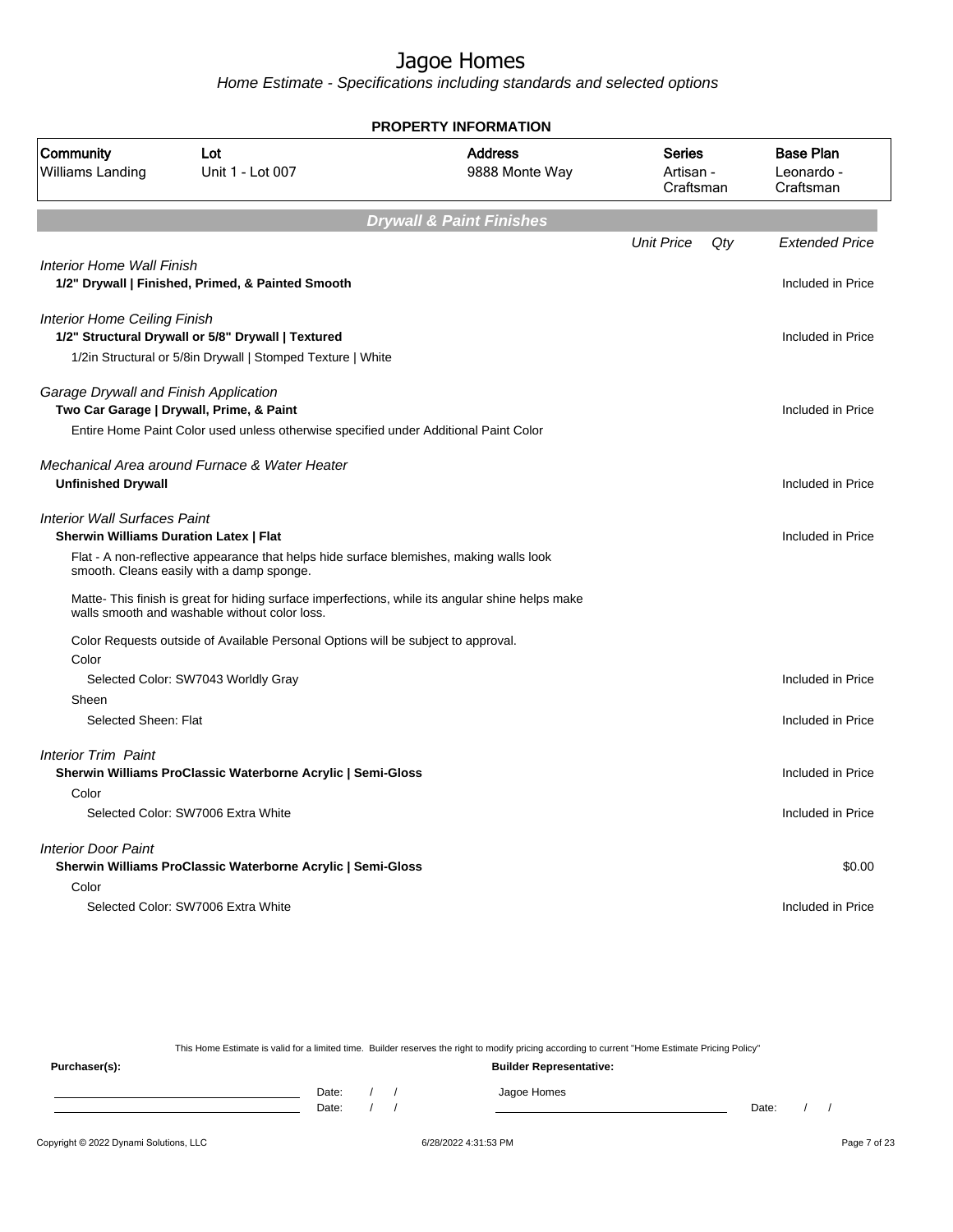# Jagoe Homes

*Home Estimate - Specifications including standards and selected options*

## PROPERTY INFORMATION

| Community | Lot | Address | Series | Base Plan |
|---|---|---|---|---|
| Williams Landing | Unit 1 - Lot 007 | 9888 Monte Way | Artisan - Craftsman | Leonardo - Craftsman |

## Drywall & Paint Finishes

| | Unit Price | Qty | Extended Price |
|---|---|---|---|
| *Interior Home Wall Finish* | | | |
| **1/2" Drywall \| Finished, Primed, & Painted Smooth** | | | Included in Price |
| *Interior Home Ceiling Finish* | | | |
| **1/2" Structural Drywall or 5/8" Drywall \| Textured** | | | Included in Price |
| 1/2in Structural or 5/8in Drywall \| Stomped Texture \| White | | | |
| *Garage Drywall and Finish Application* | | | |
| **Two Car Garage \| Drywall, Prime, & Paint** | | | Included in Price |
| Entire Home Paint Color used unless otherwise specified under Additional Paint Color | | | |
| *Mechanical Area around Furnace & Water Heater* | | | |
| **Unfinished Drywall** | | | Included in Price |
| *Interior Wall Surfaces Paint* | | | |
| **Sherwin Williams Duration Latex \| Flat** | | | Included in Price |
| Flat - A non-reflective appearance that helps hide surface blemishes, making walls look smooth. Cleans easily with a damp sponge. | | | |
| Matte- This finish is great for hiding surface imperfections, while its angular shine helps make walls smooth and washable without color loss. | | | |
| Color Requests outside of Available Personal Options will be subject to approval. | | | |
| Color | | | |
| Selected Color: SW7043 Worldly Gray | | | Included in Price |
| Sheen | | | |
| Selected Sheen: Flat | | | Included in Price |
| *Interior Trim Paint* | | | |
| **Sherwin Williams ProClassic Waterborne Acrylic \| Semi-Gloss** | | | Included in Price |
| Color | | | |
| Selected Color: SW7006 Extra White | | | Included in Price |
| *Interior Door Paint* | | | |
| **Sherwin Williams ProClassic Waterborne Acrylic \| Semi-Gloss** | | | $0.00 |
| Color | | | |
| Selected Color: SW7006 Extra White | | | Included in Price |

This Home Estimate is valid for a limited time. Builder reserves the right to modify pricing according to current "Home Estimate Pricing Policy"

**Purchaser(s):**

Date: / /

Date: / /

**Builder Representative:**

Jagoe Homes

Date: / /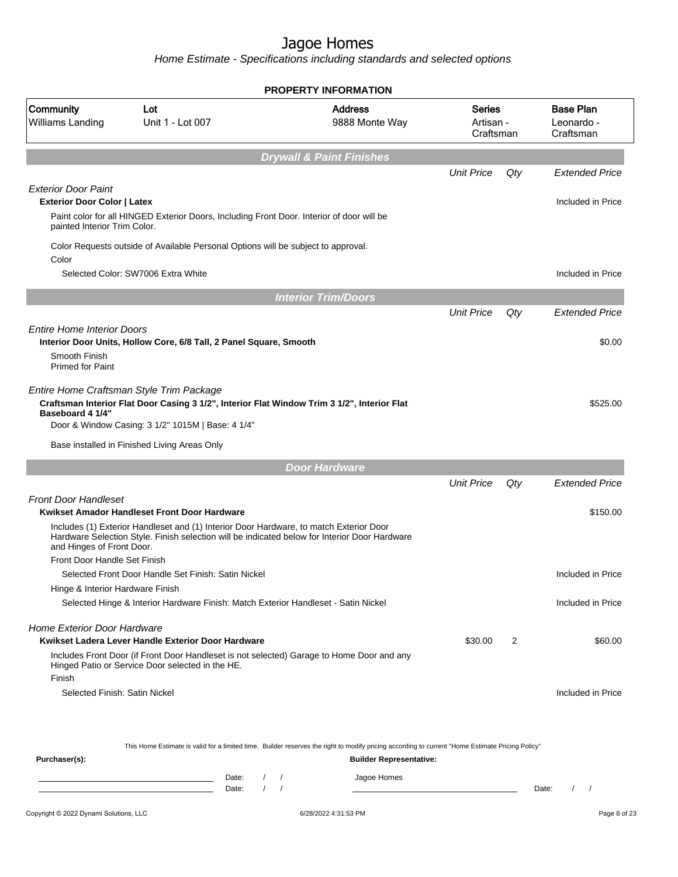# Jagoe Homes

*Home Estimate - Specifications including standards and selected options*

**PROPERTY INFORMATION**

| Community | Lot | Address | Series | Base Plan |
|---|---|---|---|---|
| Williams Landing | Unit 1 - Lot 007 | 9888 Monte Way | Artisan - Craftsman | Leonardo - Craftsman |

## Drywall & Paint Finishes

| | Unit Price | Qty | Extended Price |
|---|---|---|---|
| *Exterior Door Paint* | | | |
| **Exterior Door Color \| Latex** | | | Included in Price |
| Paint color for all HINGED Exterior Doors, Including Front Door. Interior of door will be painted Interior Trim Color. | | | |
| Color Requests outside of Available Personal Options will be subject to approval. | | | |
| Color | | | |
| Selected Color: SW7006 Extra White | | | Included in Price |

## Interior Trim/Doors

| | Unit Price | Qty | Extended Price |
|---|---|---|---|
| *Entire Home Interior Doors* | | | |
| **Interior Door Units, Hollow Core, 6/8 Tall, 2 Panel Square, Smooth** | | | $0.00 |
| Smooth Finish<br>Primed for Paint | | | |
| *Entire Home Craftsman Style Trim Package* | | | |
| **Craftsman Interior Flat Door Casing 3 1/2", Interior Flat Window Trim 3 1/2", Interior Flat Baseboard 4 1/4"** | | | $525.00 |
| Door & Window Casing: 3 1/2" 1015M \| Base: 4 1/4" | | | |
| Base installed in Finished Living Areas Only | | | |

## Door Hardware

| | Unit Price | Qty | Extended Price |
|---|---|---|---|
| *Front Door Handleset* | | | |
| **Kwikset Amador Handleset Front Door Hardware** | | | $150.00 |
| Includes (1) Exterior Handleset and (1) Interior Door Hardware, to match Exterior Door Hardware Selection Style. Finish selection will be indicated below for Interior Door Hardware and Hinges of Front Door. | | | |
| Front Door Handle Set Finish | | | |
| Selected Front Door Handle Set Finish: Satin Nickel | | | Included in Price |
| Hinge & Interior Hardware Finish | | | |
| Selected Hinge & Interior Hardware Finish: Match Exterior Handleset - Satin Nickel | | | Included in Price |
| *Home Exterior Door Hardware* | | | |
| **Kwikset Ladera Lever Handle Exterior Door Hardware** | $30.00 | 2 | $60.00 |
| Includes Front Door (if Front Door Handleset is not selected) Garage to Home Door and any Hinged Patio or Service Door selected in the HE. | | | |
| Finish | | | |
| Selected Finish: Satin Nickel | | | Included in Price |

This Home Estimate is valid for a limited time. Builder reserves the right to modify pricing according to current "Home Estimate Pricing Policy"

**Purchaser(s):**

Date: / /

Date: / /

**Builder Representative:**

Jagoe Homes

Date: / /

Copyright © 2022 Dynami Solutions, LLC — 6/28/2022 4:31:53 PM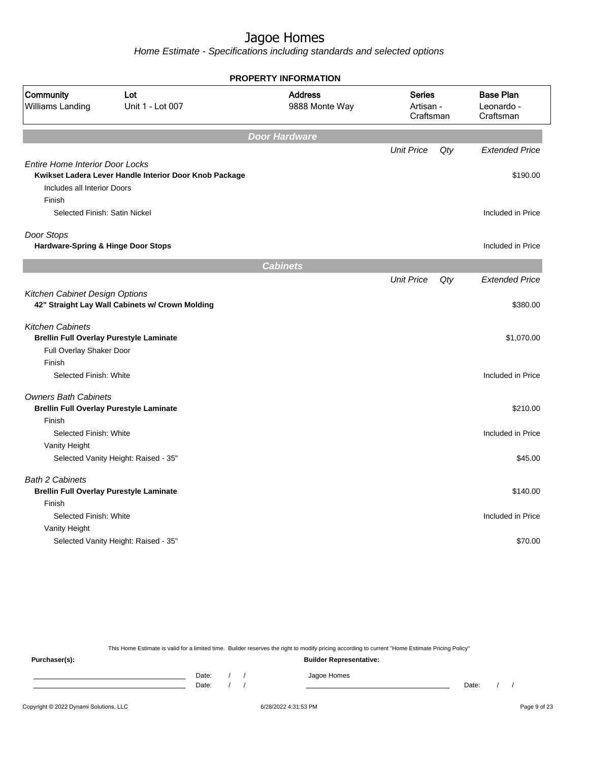# Jagoe Homes

*Home Estimate - Specifications including standards and selected options*

**PROPERTY INFORMATION**

| Community | Lot | Address | Series | Base Plan |
|---|---|---|---|---|
| Williams Landing | Unit 1 - Lot 007 | 9888 Monte Way | Artisan - Craftsman | Leonardo - Craftsman |

## Door Hardware

| | Unit Price | Qty | Extended Price |
|---|---|---|---|
| *Entire Home Interior Door Locks* | | | |
| **Kwikset Ladera Lever Handle Interior Door Knob Package** | | | $190.00 |
| Includes all Interior Doors | | | |
| Finish | | | |
| Selected Finish: Satin Nickel | | | Included in Price |
| *Door Stops* | | | |
| **Hardware-Spring & Hinge Door Stops** | | | Included in Price |

## Cabinets

| | Unit Price | Qty | Extended Price |
|---|---|---|---|
| *Kitchen Cabinet Design Options* | | | |
| **42" Straight Lay Wall Cabinets w/ Crown Molding** | | | $380.00 |
| *Kitchen Cabinets* | | | |
| **Brellin Full Overlay Purestyle Laminate** | | | $1,070.00 |
| Full Overlay Shaker Door | | | |
| Finish | | | |
| Selected Finish: White | | | Included in Price |
| *Owners Bath Cabinets* | | | |
| **Brellin Full Overlay Purestyle Laminate** | | | $210.00 |
| Finish | | | |
| Selected Finish: White | | | Included in Price |
| Vanity Height | | | |
| Selected Vanity Height: Raised - 35" | | | $45.00 |
| *Bath 2 Cabinets* | | | |
| **Brellin Full Overlay Purestyle Laminate** | | | $140.00 |
| Finish | | | |
| Selected Finish: White | | | Included in Price |
| Vanity Height | | | |
| Selected Vanity Height: Raised - 35" | | | $70.00 |

This Home Estimate is valid for a limited time. Builder reserves the right to modify pricing according to current "Home Estimate Pricing Policy"

**Purchaser(s):** 

Date: / /

Date: / /

**Builder Representative:**

Jagoe Homes

Date: / /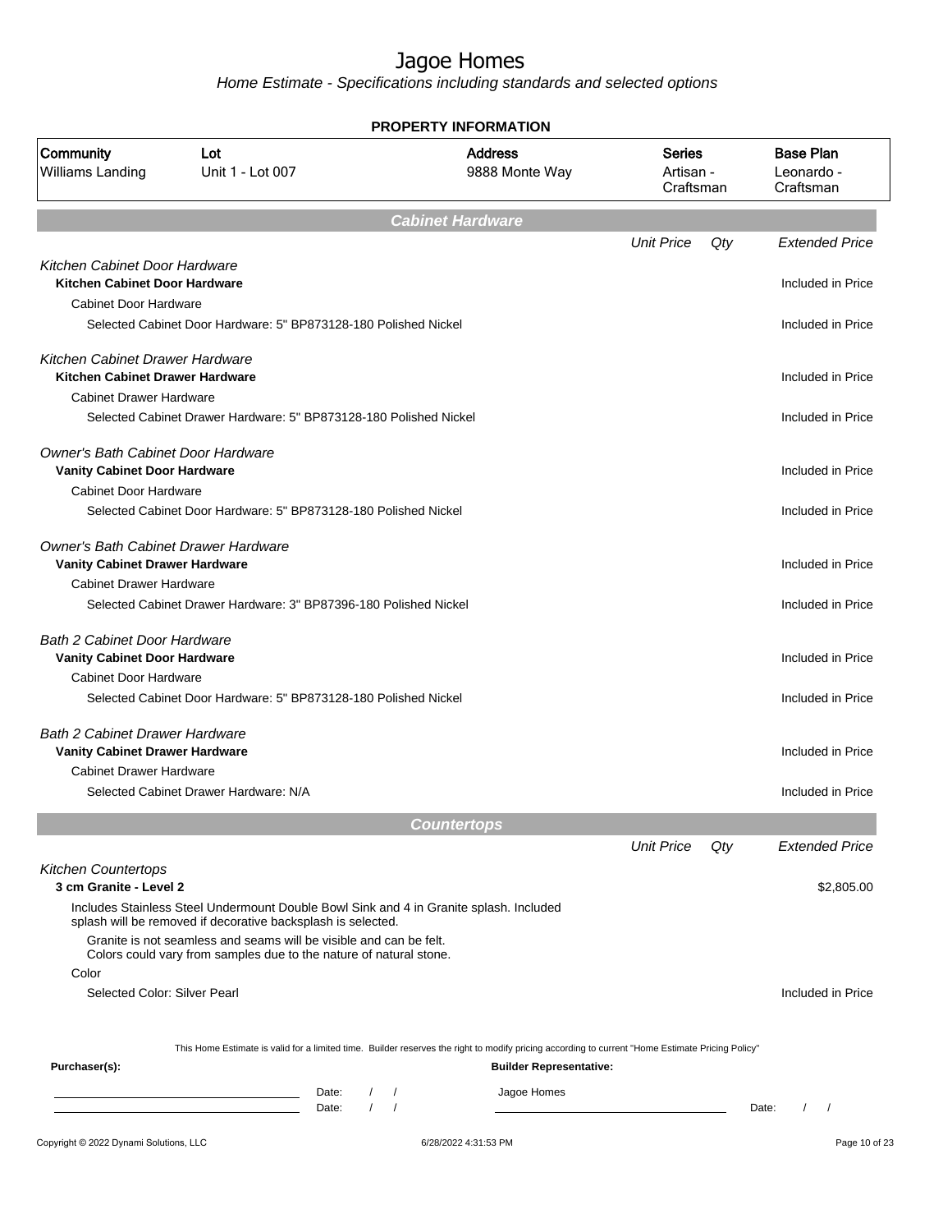# Jagoe Homes

*Home Estimate - Specifications including standards and selected options*

**PROPERTY INFORMATION**

| Community | Lot | Address | Series | Base Plan |
|---|---|---|---|---|
| Williams Landing | Unit 1 - Lot 007 | 9888 Monte Way | Artisan - Craftsman | Leonardo - Craftsman |

## Cabinet Hardware

| | Unit Price | Qty | Extended Price |
|---|---|---|---|
| *Kitchen Cabinet Door Hardware* | | | |
| **Kitchen Cabinet Door Hardware** | | | Included in Price |
| Cabinet Door Hardware | | | |
| Selected Cabinet Door Hardware: 5" BP873128-180 Polished Nickel | | | Included in Price |
| *Kitchen Cabinet Drawer Hardware* | | | |
| **Kitchen Cabinet Drawer Hardware** | | | Included in Price |
| Cabinet Drawer Hardware | | | |
| Selected Cabinet Drawer Hardware: 5" BP873128-180 Polished Nickel | | | Included in Price |
| *Owner's Bath Cabinet Door Hardware* | | | |
| **Vanity Cabinet Door Hardware** | | | Included in Price |
| Cabinet Door Hardware | | | |
| Selected Cabinet Door Hardware: 5" BP873128-180 Polished Nickel | | | Included in Price |
| *Owner's Bath Cabinet Drawer Hardware* | | | |
| **Vanity Cabinet Drawer Hardware** | | | Included in Price |
| Cabinet Drawer Hardware | | | |
| Selected Cabinet Drawer Hardware: 3" BP87396-180 Polished Nickel | | | Included in Price |
| *Bath 2 Cabinet Door Hardware* | | | |
| **Vanity Cabinet Door Hardware** | | | Included in Price |
| Cabinet Door Hardware | | | |
| Selected Cabinet Door Hardware: 5" BP873128-180 Polished Nickel | | | Included in Price |
| *Bath 2 Cabinet Drawer Hardware* | | | |
| **Vanity Cabinet Drawer Hardware** | | | Included in Price |
| Cabinet Drawer Hardware | | | |
| Selected Cabinet Drawer Hardware: N/A | | | Included in Price |

## Countertops

| | Unit Price | Qty | Extended Price |
|---|---|---|---|
| *Kitchen Countertops* | | | |
| **3 cm Granite - Level 2** | | | $2,805.00 |
| Includes Stainless Steel Undermount Double Bowl Sink and 4 in Granite splash. Included splash will be removed if decorative backsplash is selected. | | | |
| Granite is not seamless and seams will be visible and can be felt. Colors could vary from samples due to the nature of natural stone. | | | |
| Color | | | |
| Selected Color: Silver Pearl | | | Included in Price |

This Home Estimate is valid for a limited time. Builder reserves the right to modify pricing according to current "Home Estimate Pricing Policy"

**Purchaser(s):**

\_\_\_\_\_\_\_\_\_\_\_\_\_\_\_\_\_\_\_\_ Date: / /

\_\_\_\_\_\_\_\_\_\_\_\_\_\_\_\_\_\_\_\_ Date: / /

**Builder Representative:**

Jagoe Homes

\_\_\_\_\_\_\_\_\_\_\_\_\_\_\_\_\_\_\_\_ Date: / /

Copyright © 2022 Dynami Solutions, LLC — 6/28/2022 4:31:53 PM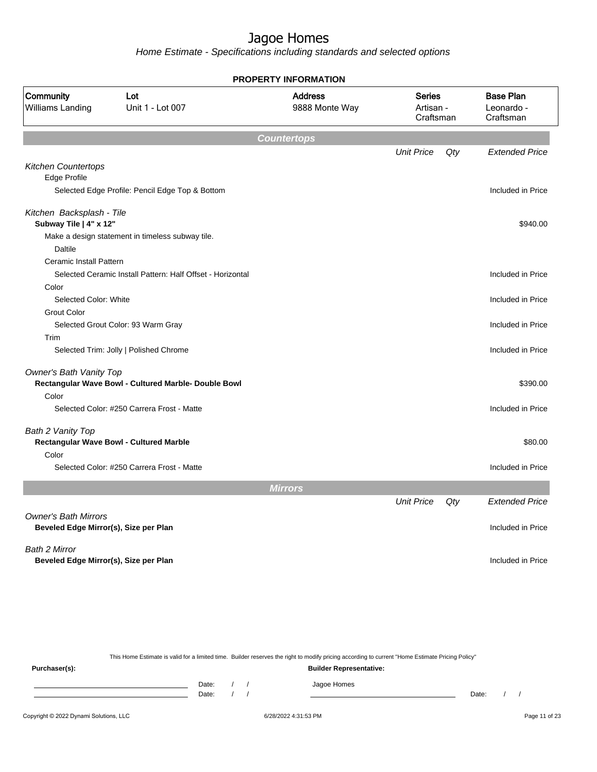# Jagoe Homes

*Home Estimate - Specifications including standards and selected options*

**PROPERTY INFORMATION**

| Community | Lot | Address | Series | Base Plan |
|---|---|---|---|---|
| Williams Landing | Unit 1 - Lot 007 | 9888 Monte Way | Artisan - Craftsman | Leonardo - Craftsman |

## Countertops

| | Unit Price | Qty | Extended Price |
|---|---|---|---|
| *Kitchen Countertops* | | | |
| Edge Profile | | | |
| Selected Edge Profile: Pencil Edge Top & Bottom | | | Included in Price |
| *Kitchen Backsplash - Tile* | | | |
| **Subway Tile \| 4" x 12"** | | | $940.00 |
| Make a design statement in timeless subway tile. | | | |
| Daltile | | | |
| Ceramic Install Pattern | | | |
| Selected Ceramic Install Pattern: Half Offset - Horizontal | | | Included in Price |
| Color | | | |
| Selected Color: White | | | Included in Price |
| Grout Color | | | |
| Selected Grout Color: 93 Warm Gray | | | Included in Price |
| Trim | | | |
| Selected Trim: Jolly \| Polished Chrome | | | Included in Price |
| *Owner's Bath Vanity Top* | | | |
| **Rectangular Wave Bowl - Cultured Marble- Double Bowl** | | | $390.00 |
| Color | | | |
| Selected Color: #250 Carrera Frost - Matte | | | Included in Price |
| *Bath 2 Vanity Top* | | | |
| **Rectangular Wave Bowl - Cultured Marble** | | | $80.00 |
| Color | | | |
| Selected Color: #250 Carrera Frost - Matte | | | Included in Price |

## Mirrors

| | Unit Price | Qty | Extended Price |
|---|---|---|---|
| *Owner's Bath Mirrors* | | | |
| **Beveled Edge Mirror(s), Size per Plan** | | | Included in Price |
| *Bath 2 Mirror* | | | |
| **Beveled Edge Mirror(s), Size per Plan** | | | Included in Price |

This Home Estimate is valid for a limited time. Builder reserves the right to modify pricing according to current "Home Estimate Pricing Policy"

**Purchaser(s):** Date: / / Date: / /

**Builder Representative:** Jagoe Homes Date: / /

Copyright © 2022 Dynami Solutions, LLC 6/28/2022 4:31:53 PM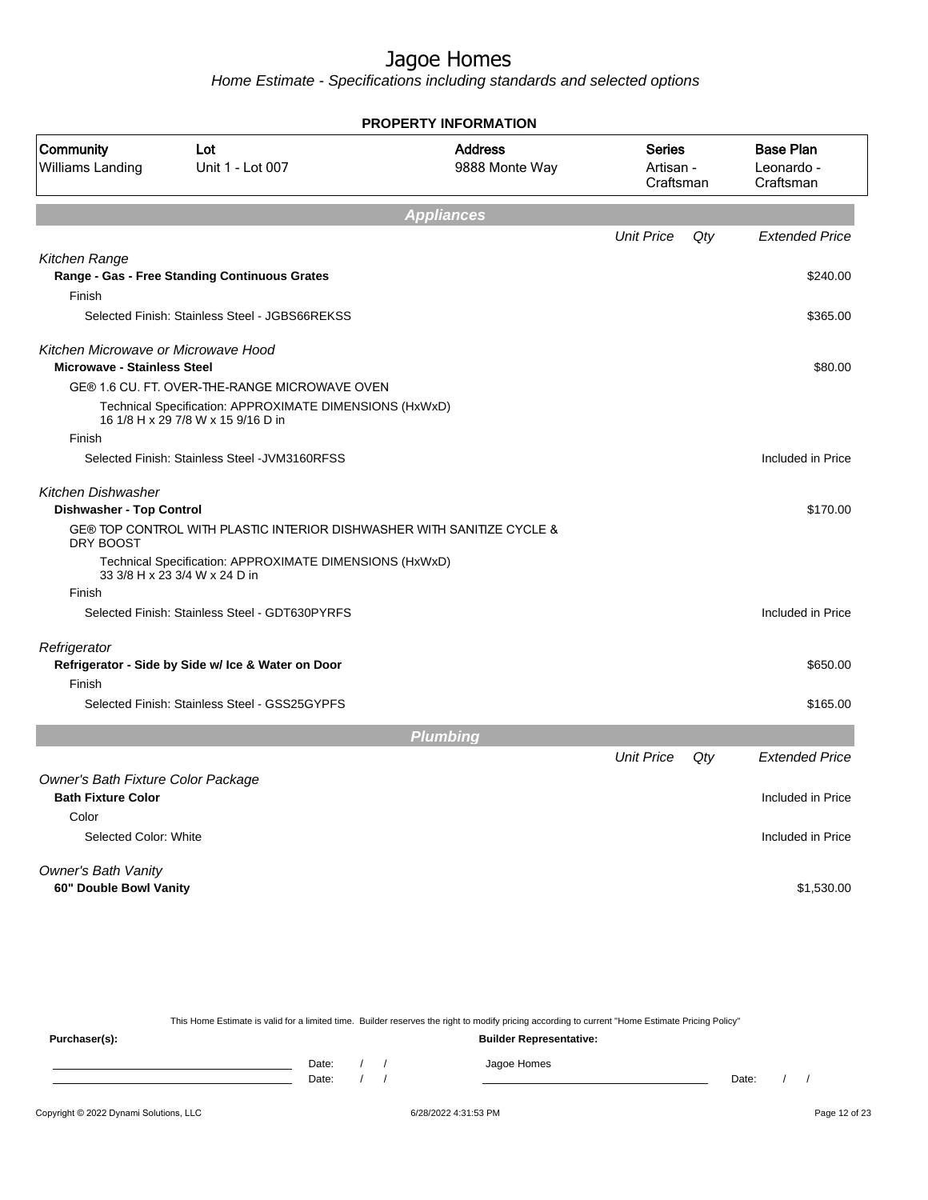# Jagoe Homes

*Home Estimate - Specifications including standards and selected options*

**PROPERTY INFORMATION**

| Community | Lot | Address | Series | Base Plan |
|---|---|---|---|---|
| Williams Landing | Unit 1 - Lot 007 | 9888 Monte Way | Artisan - Craftsman | Leonardo - Craftsman |

## Appliances

| | Unit Price | Qty | Extended Price |
|---|---|---|---|
| *Kitchen Range* | | | |
| **Range - Gas - Free Standing Continuous Grates** | | | $240.00 |
| Finish | | | |
| Selected Finish: Stainless Steel - JGBS66REKSS | | | $365.00 |
| *Kitchen Microwave or Microwave Hood* | | | |
| **Microwave - Stainless Steel** | | | $80.00 |
| GE® 1.6 CU. FT. OVER-THE-RANGE MICROWAVE OVEN | | | |
| Technical Specification: APPROXIMATE DIMENSIONS (HxWxD) 16 1/8 H x 29 7/8 W x 15 9/16 D in | | | |
| Finish | | | |
| Selected Finish: Stainless Steel -JVM3160RFSS | | | Included in Price |
| *Kitchen Dishwasher* | | | |
| **Dishwasher - Top Control** | | | $170.00 |
| GE® TOP CONTROL WITH PLASTIC INTERIOR DISHWASHER WITH SANITIZE CYCLE & DRY BOOST | | | |
| Technical Specification: APPROXIMATE DIMENSIONS (HxWxD) 33 3/8 H x 23 3/4 W x 24 D in | | | |
| Finish | | | |
| Selected Finish: Stainless Steel - GDT630PYRFS | | | Included in Price |
| *Refrigerator* | | | |
| **Refrigerator - Side by Side w/ Ice & Water on Door** | | | $650.00 |
| Finish | | | |
| Selected Finish: Stainless Steel - GSS25GYPFS | | | $165.00 |

## Plumbing

| | Unit Price | Qty | Extended Price |
|---|---|---|---|
| *Owner's Bath Fixture Color Package* | | | |
| **Bath Fixture Color** | | | Included in Price |
| Color | | | |
| Selected Color: White | | | Included in Price |
| *Owner's Bath Vanity* | | | |
| **60" Double Bowl Vanity** | | | $1,530.00 |

This Home Estimate is valid for a limited time. Builder reserves the right to modify pricing according to current "Home Estimate Pricing Policy"

**Purchaser(s):** **Builder Representative:**

Date: / /
Date: / /

Jagoe Homes

Date: / /

Copyright © 2022 Dynami Solutions, LLC 6/28/2022 4:31:53 PM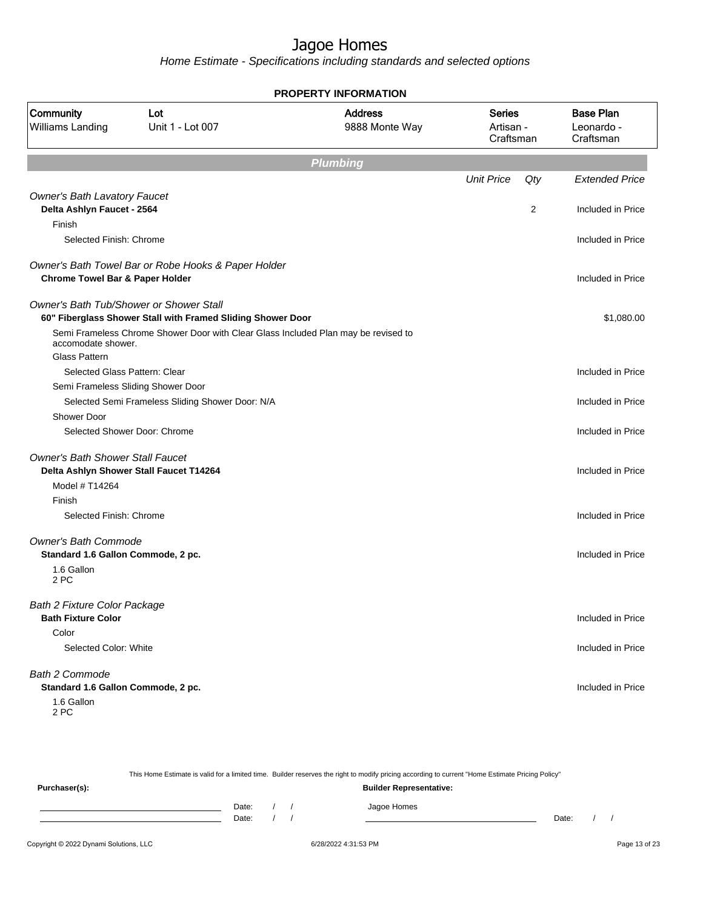# Jagoe Homes

*Home Estimate - Specifications including standards and selected options*

**PROPERTY INFORMATION**

| Community | Lot | Address | Series | Base Plan |
|---|---|---|---|---|
| Williams Landing | Unit 1 - Lot 007 | 9888 Monte Way | Artisan - Craftsman | Leonardo - Craftsman |

## Plumbing

| | Unit Price | Qty | Extended Price |
|---|---|---|---|
| *Owner's Bath Lavatory Faucet* | | | |
| **Delta Ashlyn Faucet - 2564** | | 2 | Included in Price |
| Finish | | | |
| Selected Finish: Chrome | | | Included in Price |
| *Owner's Bath Towel Bar or Robe Hooks & Paper Holder* | | | |
| **Chrome Towel Bar & Paper Holder** | | | Included in Price |
| *Owner's Bath Tub/Shower or Shower Stall* | | | |
| **60" Fiberglass Shower Stall with Framed Sliding Shower Door** | | | $1,080.00 |
| Semi Frameless Chrome Shower Door with Clear Glass Included Plan may be revised to accomodate shower. | | | |
| Glass Pattern | | | |
| Selected Glass Pattern: Clear | | | Included in Price |
| Semi Frameless Sliding Shower Door | | | |
| Selected Semi Frameless Sliding Shower Door: N/A | | | Included in Price |
| Shower Door | | | |
| Selected Shower Door: Chrome | | | Included in Price |
| *Owner's Bath Shower Stall Faucet* | | | |
| **Delta Ashlyn Shower Stall Faucet T14264** | | | Included in Price |
| Model # T14264 | | | |
| Finish | | | |
| Selected Finish: Chrome | | | Included in Price |
| *Owner's Bath Commode* | | | |
| **Standard 1.6 Gallon Commode, 2 pc.** | | | Included in Price |
| 1.6 Gallon<br>2 PC | | | |
| *Bath 2 Fixture Color Package* | | | |
| **Bath Fixture Color** | | | Included in Price |
| Color | | | |
| Selected Color: White | | | Included in Price |
| *Bath 2 Commode* | | | |
| **Standard 1.6 Gallon Commode, 2 pc.** | | | Included in Price |
| 1.6 Gallon<br>2 PC | | | |

This Home Estimate is valid for a limited time. Builder reserves the right to modify pricing according to current "Home Estimate Pricing Policy"

**Purchaser(s):**

Date: / /

Date: / /

**Builder Representative:**

Jagoe Homes

Date: / /

Copyright © 2022 Dynami Solutions, LLC 6/28/2022 4:31:53 PM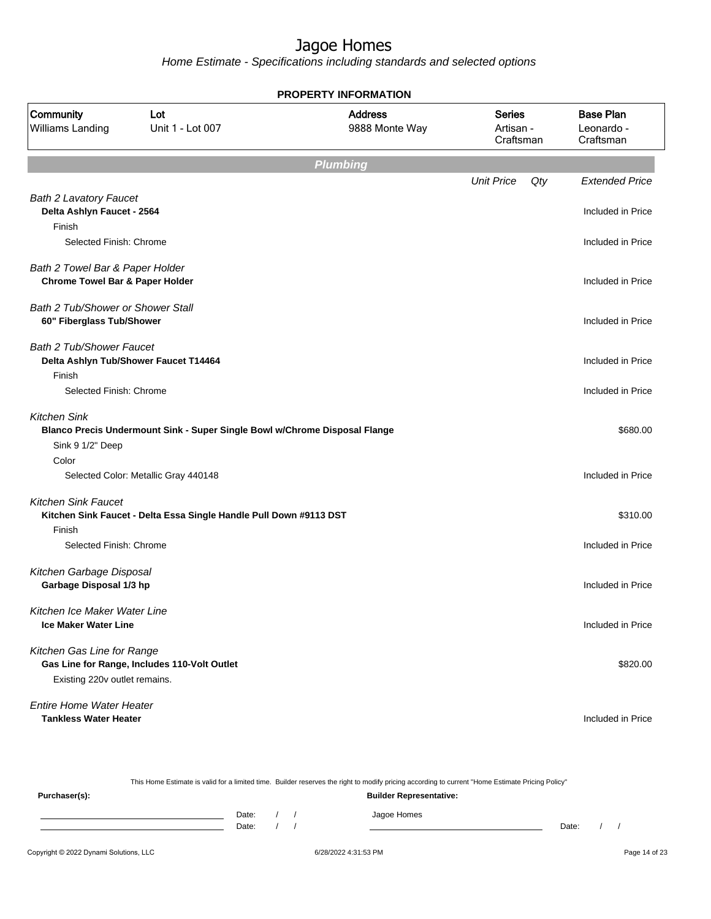# Jagoe Homes

Home Estimate - Specifications including standards and selected options

**PROPERTY INFORMATION**

| Community | Lot | Address | Series | Base Plan |
|---|---|---|---|---|
| Williams Landing | Unit 1 - Lot 007 | 9888 Monte Way | Artisan - Craftsman | Leonardo - Craftsman |

## Plumbing

| | Unit Price | Qty | Extended Price |
|---|---|---|---|
| *Bath 2 Lavatory Faucet* | | | |
| **Delta Ashlyn Faucet - 2564** | | | Included in Price |
| Finish | | | |
| Selected Finish: Chrome | | | Included in Price |
| *Bath 2 Towel Bar & Paper Holder* | | | |
| **Chrome Towel Bar & Paper Holder** | | | Included in Price |
| *Bath 2 Tub/Shower or Shower Stall* | | | |
| **60" Fiberglass Tub/Shower** | | | Included in Price |
| *Bath 2 Tub/Shower Faucet* | | | |
| **Delta Ashlyn Tub/Shower Faucet T14464** | | | Included in Price |
| Finish | | | |
| Selected Finish: Chrome | | | Included in Price |
| *Kitchen Sink* | | | |
| **Blanco Precis Undermount Sink - Super Single Bowl w/Chrome Disposal Flange** | | | $680.00 |
| Sink 9 1/2" Deep | | | |
| Color | | | |
| Selected Color: Metallic Gray 440148 | | | Included in Price |
| *Kitchen Sink Faucet* | | | |
| **Kitchen Sink Faucet - Delta Essa Single Handle Pull Down #9113 DST** | | | $310.00 |
| Finish | | | |
| Selected Finish: Chrome | | | Included in Price |
| *Kitchen Garbage Disposal* | | | |
| **Garbage Disposal 1/3 hp** | | | Included in Price |
| *Kitchen Ice Maker Water Line* | | | |
| **Ice Maker Water Line** | | | Included in Price |
| *Kitchen Gas Line for Range* | | | |
| **Gas Line for Range, Includes 110-Volt Outlet** | | | $820.00 |
| Existing 220v outlet remains. | | | |
| *Entire Home Water Heater* | | | |
| **Tankless Water Heater** | | | Included in Price |

This Home Estimate is valid for a limited time. Builder reserves the right to modify pricing according to current "Home Estimate Pricing Policy"

**Purchaser(s):**

Date: / /

Date: / /

**Builder Representative:**

Jagoe Homes

Date: / /

Copyright © 2022 Dynami Solutions, LLC 6/28/2022 4:31:53 PM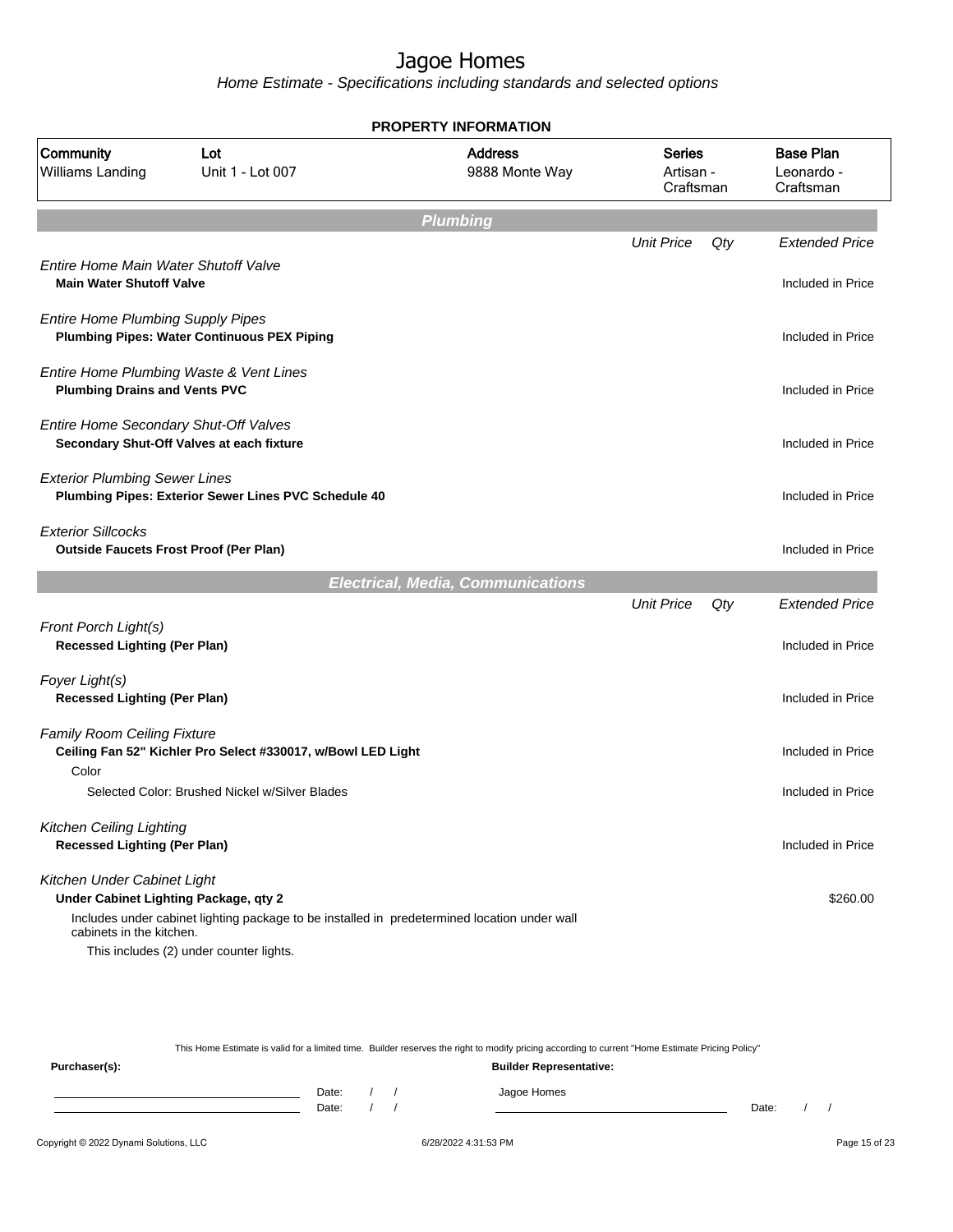# Jagoe Homes

*Home Estimate - Specifications including standards and selected options*

**PROPERTY INFORMATION**

| Community | Lot | Address | Series | Base Plan |
|---|---|---|---|---|
| Williams Landing | Unit 1 - Lot 007 | 9888 Monte Way | Artisan - Craftsman | Leonardo - Craftsman |

## Plumbing

| | Unit Price | Qty | Extended Price |
|---|---|---|---|
| *Entire Home Main Water Shutoff Valve* | | | |
| **Main Water Shutoff Valve** | | | Included in Price |
| *Entire Home Plumbing Supply Pipes* | | | |
| **Plumbing Pipes: Water Continuous PEX Piping** | | | Included in Price |
| *Entire Home Plumbing Waste & Vent Lines* | | | |
| **Plumbing Drains and Vents PVC** | | | Included in Price |
| *Entire Home Secondary Shut-Off Valves* | | | |
| **Secondary Shut-Off Valves at each fixture** | | | Included in Price |
| *Exterior Plumbing Sewer Lines* | | | |
| **Plumbing Pipes: Exterior Sewer Lines PVC Schedule 40** | | | Included in Price |
| *Exterior Sillcocks* | | | |
| **Outside Faucets Frost Proof (Per Plan)** | | | Included in Price |

## Electrical, Media, Communications

| | Unit Price | Qty | Extended Price |
|---|---|---|---|
| *Front Porch Light(s)* | | | |
| **Recessed Lighting (Per Plan)** | | | Included in Price |
| *Foyer Light(s)* | | | |
| **Recessed Lighting (Per Plan)** | | | Included in Price |
| *Family Room Ceiling Fixture* | | | |
| **Ceiling Fan 52" Kichler Pro Select #330017, w/Bowl LED Light** | | | Included in Price |
| Color | | | |
| Selected Color: Brushed Nickel w/Silver Blades | | | Included in Price |
| *Kitchen Ceiling Lighting* | | | |
| **Recessed Lighting (Per Plan)** | | | Included in Price |
| *Kitchen Under Cabinet Light* | | | |
| **Under Cabinet Lighting Package, qty 2** | | | $260.00 |
| Includes under cabinet lighting package to be installed in predetermined location under wall cabinets in the kitchen. This includes (2) under counter lights. | | | |

This Home Estimate is valid for a limited time. Builder reserves the right to modify pricing according to current "Home Estimate Pricing Policy"

**Purchaser(s):** Date: / / Date: / /

**Builder Representative:** Jagoe Homes Date: / /

Copyright © 2022 Dynami Solutions, LLC — 6/28/2022 4:31:53 PM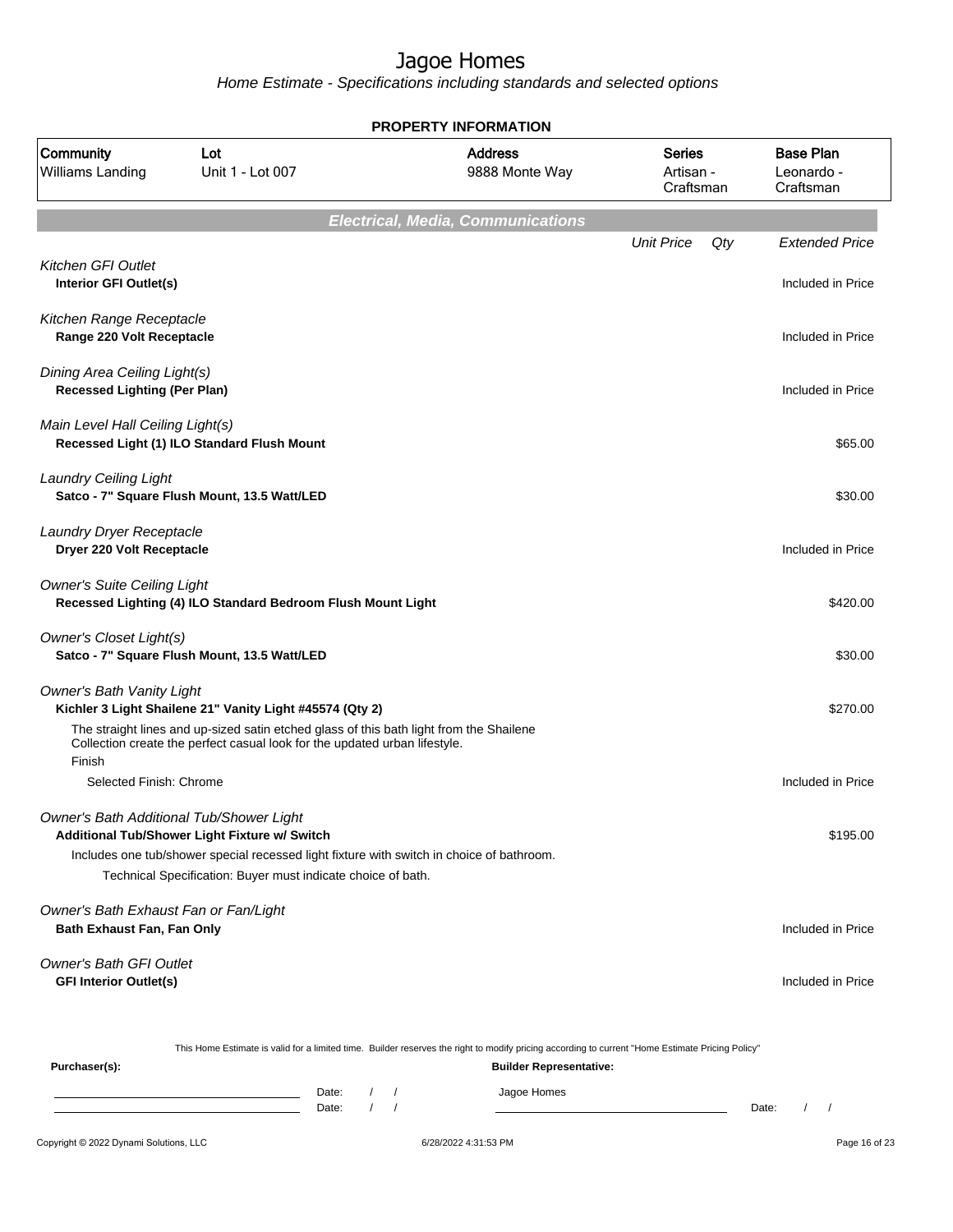# Jagoe Homes

*Home Estimate - Specifications including standards and selected options*

## PROPERTY INFORMATION

| Community | Lot | Address | Series | Base Plan |
|---|---|---|---|---|
| Williams Landing | Unit 1 - Lot 007 | 9888 Monte Way | Artisan - Craftsman | Leonardo - Craftsman |

## Electrical, Media, Communications

| | Unit Price | Qty | Extended Price |
|---|---|---|---|
| *Kitchen GFI Outlet*<br>**Interior GFI Outlet(s)** | | | Included in Price |
| *Kitchen Range Receptacle*<br>**Range 220 Volt Receptacle** | | | Included in Price |
| *Dining Area Ceiling Light(s)*<br>**Recessed Lighting (Per Plan)** | | | Included in Price |
| *Main Level Hall Ceiling Light(s)*<br>**Recessed Light (1) ILO Standard Flush Mount** | | | $65.00 |
| *Laundry Ceiling Light*<br>**Satco - 7" Square Flush Mount, 13.5 Watt/LED** | | | $30.00 |
| *Laundry Dryer Receptacle*<br>**Dryer 220 Volt Receptacle** | | | Included in Price |
| *Owner's Suite Ceiling Light*<br>**Recessed Lighting (4) ILO Standard Bedroom Flush Mount Light** | | | $420.00 |
| *Owner's Closet Light(s)*<br>**Satco - 7" Square Flush Mount, 13.5 Watt/LED** | | | $30.00 |
| *Owner's Bath Vanity Light*<br>**Kichler 3 Light Shailene 21" Vanity Light #45574 (Qty 2)**<br>The straight lines and up-sized satin etched glass of this bath light from the Shailene Collection create the perfect casual look for the updated urban lifestyle. | | | $270.00 |
| Finish<br>Selected Finish: Chrome | | | Included in Price |
| *Owner's Bath Additional Tub/Shower Light*<br>**Additional Tub/Shower Light Fixture w/ Switch**<br>Includes one tub/shower special recessed light fixture with switch in choice of bathroom.<br>Technical Specification: Buyer must indicate choice of bath. | | | $195.00 |
| *Owner's Bath Exhaust Fan or Fan/Light*<br>**Bath Exhaust Fan, Fan Only** | | | Included in Price |
| *Owner's Bath GFI Outlet*<br>**GFI Interior Outlet(s)** | | | Included in Price |

This Home Estimate is valid for a limited time. Builder reserves the right to modify pricing according to current "Home Estimate Pricing Policy"

**Purchaser(s):**

Date: / /
Date: / /

**Builder Representative:**

Jagoe Homes

Date: / /

Copyright © 2022 Dynami Solutions, LLC — 6/28/2022 4:31:53 PM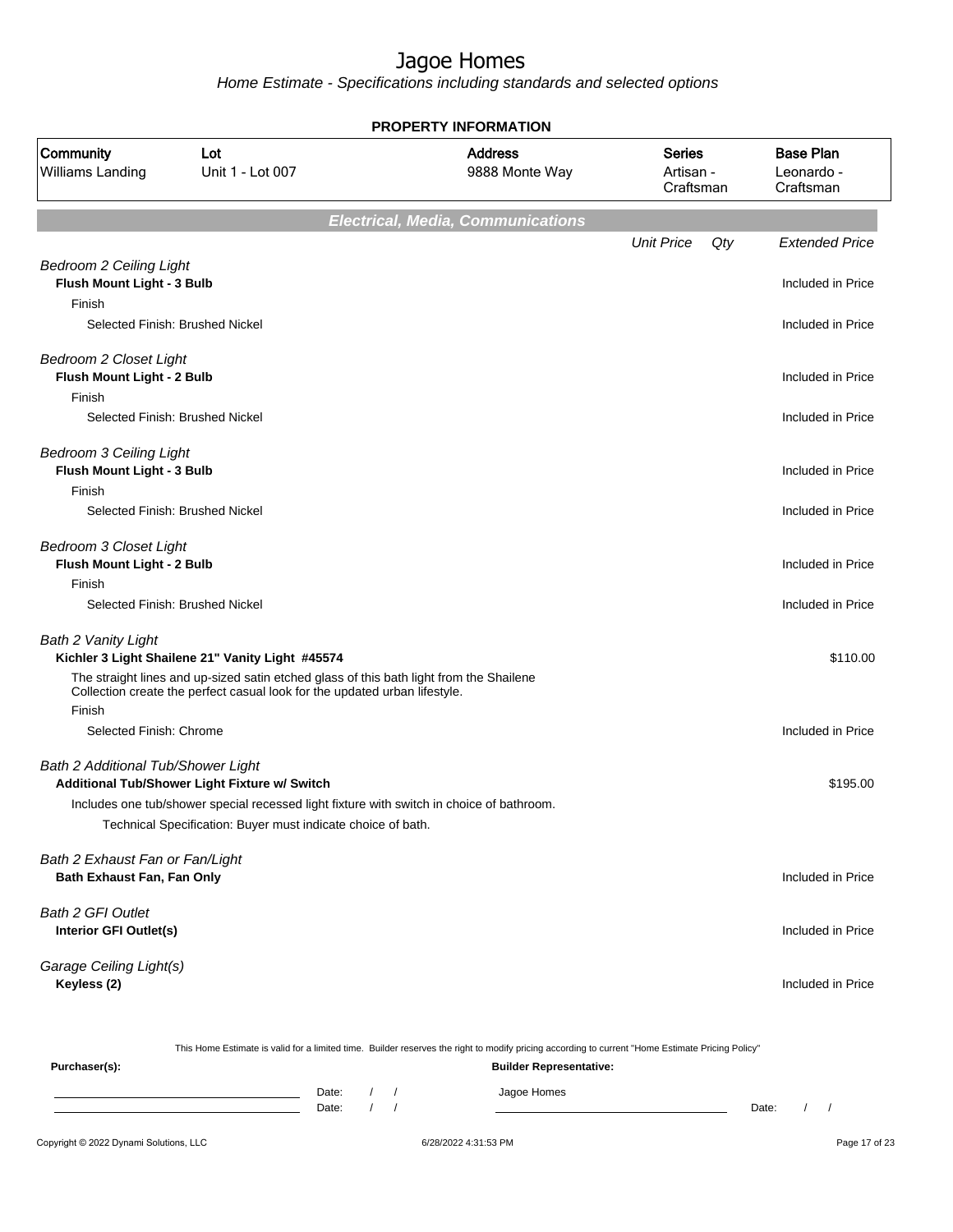# Jagoe Homes

Home Estimate - Specifications including standards and selected options

**PROPERTY INFORMATION**

| Community | Lot | Address | Series | Base Plan |
|---|---|---|---|---|
| Williams Landing | Unit 1 - Lot 007 | 9888 Monte Way | Artisan - Craftsman | Leonardo - Craftsman |

## Electrical, Media, Communications

| | Unit Price | Qty | Extended Price |
|---|---|---|---|
| *Bedroom 2 Ceiling Light* | | | |
| **Flush Mount Light - 3 Bulb** | | | Included in Price |
| Finish | | | |
| Selected Finish: Brushed Nickel | | | Included in Price |
| *Bedroom 2 Closet Light* | | | |
| **Flush Mount Light - 2 Bulb** | | | Included in Price |
| Finish | | | |
| Selected Finish: Brushed Nickel | | | Included in Price |
| *Bedroom 3 Ceiling Light* | | | |
| **Flush Mount Light - 3 Bulb** | | | Included in Price |
| Finish | | | |
| Selected Finish: Brushed Nickel | | | Included in Price |
| *Bedroom 3 Closet Light* | | | |
| **Flush Mount Light - 2 Bulb** | | | Included in Price |
| Finish | | | |
| Selected Finish: Brushed Nickel | | | Included in Price |
| *Bath 2 Vanity Light* | | | |
| **Kichler 3 Light Shailene 21" Vanity Light #45574** | | | $110.00 |
| The straight lines and up-sized satin etched glass of this bath light from the Shailene Collection create the perfect casual look for the updated urban lifestyle. | | | |
| Finish | | | |
| Selected Finish: Chrome | | | Included in Price |
| *Bath 2 Additional Tub/Shower Light* | | | |
| **Additional Tub/Shower Light Fixture w/ Switch** | | | $195.00 |
| Includes one tub/shower special recessed light fixture with switch in choice of bathroom. | | | |
| Technical Specification: Buyer must indicate choice of bath. | | | |
| *Bath 2 Exhaust Fan or Fan/Light* | | | |
| **Bath Exhaust Fan, Fan Only** | | | Included in Price |
| *Bath 2 GFI Outlet* | | | |
| **Interior GFI Outlet(s)** | | | Included in Price |
| *Garage Ceiling Light(s)* | | | |
| **Keyless (2)** | | | Included in Price |

This Home Estimate is valid for a limited time. Builder reserves the right to modify pricing according to current "Home Estimate Pricing Policy"

**Purchaser(s):**

Date: / /

Date: / /

**Builder Representative:**

Jagoe Homes

Date: / /

Copyright © 2022 Dynami Solutions, LLC — 6/28/2022 4:31:53 PM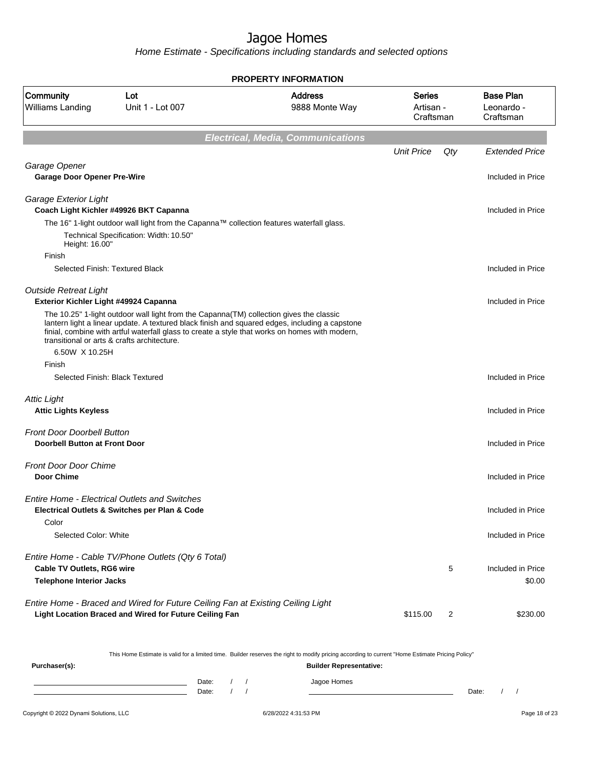# Jagoe Homes

*Home Estimate - Specifications including standards and selected options*

**PROPERTY INFORMATION**

| Community | Lot | Address | Series | Base Plan |
| --- | --- | --- | --- | --- |
| Williams Landing | Unit 1 - Lot 007 | 9888 Monte Way | Artisan - Craftsman | Leonardo - Craftsman |

## Electrical, Media, Communications

| | Unit Price | Qty | Extended Price |
| --- | --- | --- | --- |
| *Garage Opener* | | | |
| **Garage Door Opener Pre-Wire** | | | Included in Price |
| *Garage Exterior Light* | | | |
| **Coach Light Kichler #49926 BKT Capanna** | | | Included in Price |
| The 16" 1-light outdoor wall light from the Capanna™ collection features waterfall glass. | | | |
| Technical Specification: Width: 10.50" Height: 16.00" | | | |
| Finish | | | |
| Selected Finish: Textured Black | | | Included in Price |
| *Outside Retreat Light* | | | |
| **Exterior Kichler Light #49924 Capanna** | | | Included in Price |
| The 10.25" 1-light outdoor wall light from the Capanna(TM) collection gives the classic lantern light a linear update. A textured black finish and squared edges, including a capstone finial, combine with artful waterfall glass to create a style that works on homes with modern, transitional or arts & crafts architecture. | | | |
| 6.50W X 10.25H | | | |
| Finish | | | |
| Selected Finish: Black Textured | | | Included in Price |
| *Attic Light* | | | |
| **Attic Lights Keyless** | | | Included in Price |
| *Front Door Doorbell Button* | | | |
| **Doorbell Button at Front Door** | | | Included in Price |
| *Front Door Door Chime* | | | |
| **Door Chime** | | | Included in Price |
| *Entire Home - Electrical Outlets and Switches* | | | |
| **Electrical Outlets & Switches per Plan & Code** | | | Included in Price |
| Color | | | |
| Selected Color: White | | | Included in Price |
| *Entire Home - Cable TV/Phone Outlets (Qty 6 Total)* | | | |
| **Cable TV Outlets, RG6 wire** | | 5 | Included in Price |
| **Telephone Interior Jacks** | | | $0.00 |
| *Entire Home - Braced and Wired for Future Ceiling Fan at Existing Ceiling Light* | | | |
| **Light Location Braced and Wired for Future Ceiling Fan** | $115.00 | 2 | $230.00 |

This Home Estimate is valid for a limited time. Builder reserves the right to modify pricing according to current "Home Estimate Pricing Policy"

**Purchaser(s):**

Date: / /

Date: / /

**Builder Representative:**

Jagoe Homes

Date: / /

Copyright © 2022 Dynami Solutions, LLC — 6/28/2022 4:31:53 PM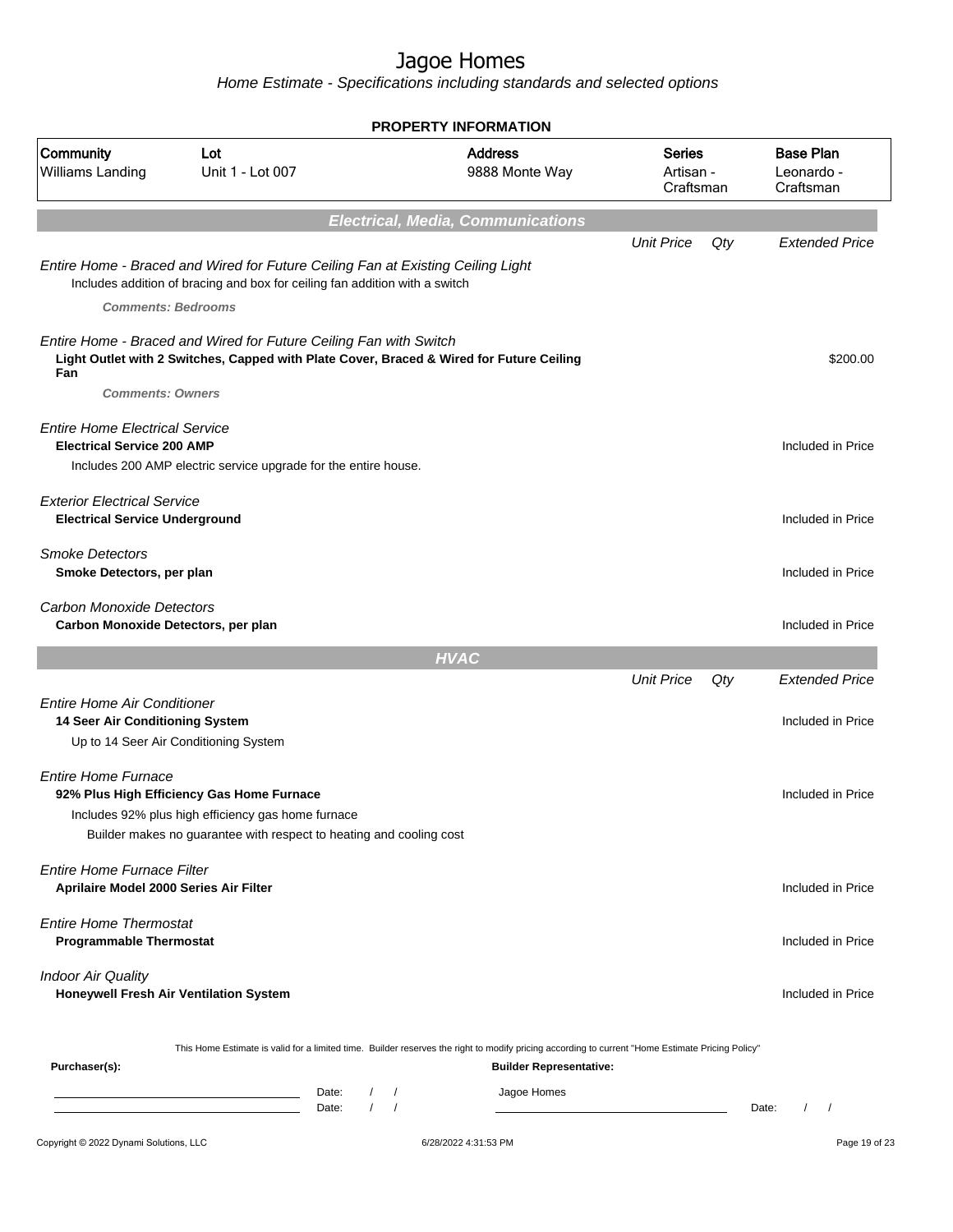# Jagoe Homes

*Home Estimate - Specifications including standards and selected options*

**PROPERTY INFORMATION**

| Community | Lot | Address | Series | Base Plan |
|---|---|---|---|---|
| Williams Landing | Unit 1 - Lot 007 | 9888 Monte Way | Artisan - Craftsman | Leonardo - Craftsman |

## Electrical, Media, Communications

| | Unit Price | Qty | Extended Price |
|---|---|---|---|
| *Entire Home - Braced and Wired for Future Ceiling Fan at Existing Ceiling Light*<br>Includes addition of bracing and box for ceiling fan addition with a switch<br>***Comments: Bedrooms*** | | | |
| *Entire Home - Braced and Wired for Future Ceiling Fan with Switch*<br>**Light Outlet with 2 Switches, Capped with Plate Cover, Braced & Wired for Future Ceiling Fan**<br>***Comments: Owners*** | | | $200.00 |
| *Entire Home Electrical Service*<br>**Electrical Service 200 AMP**<br>Includes 200 AMP electric service upgrade for the entire house. | | | Included in Price |
| *Exterior Electrical Service*<br>**Electrical Service Underground** | | | Included in Price |
| *Smoke Detectors*<br>**Smoke Detectors, per plan** | | | Included in Price |
| *Carbon Monoxide Detectors*<br>**Carbon Monoxide Detectors, per plan** | | | Included in Price |

## HVAC

| | Unit Price | Qty | Extended Price |
|---|---|---|---|
| *Entire Home Air Conditioner*<br>**14 Seer Air Conditioning System**<br>Up to 14 Seer Air Conditioning System | | | Included in Price |
| *Entire Home Furnace*<br>**92% Plus High Efficiency Gas Home Furnace**<br>Includes 92% plus high efficiency gas home furnace<br>Builder makes no guarantee with respect to heating and cooling cost | | | Included in Price |
| *Entire Home Furnace Filter*<br>**Aprilaire Model 2000 Series Air Filter** | | | Included in Price |
| *Entire Home Thermostat*<br>**Programmable Thermostat** | | | Included in Price |
| *Indoor Air Quality*<br>**Honeywell Fresh Air Ventilation System** | | | Included in Price |

This Home Estimate is valid for a limited time. Builder reserves the right to modify pricing according to current "Home Estimate Pricing Policy"

**Purchaser(s):**

Date: / /

Date: / /

**Builder Representative:**

Jagoe Homes

Date: / /

Copyright © 2022 Dynami Solutions, LLC 6/28/2022 4:31:53 PM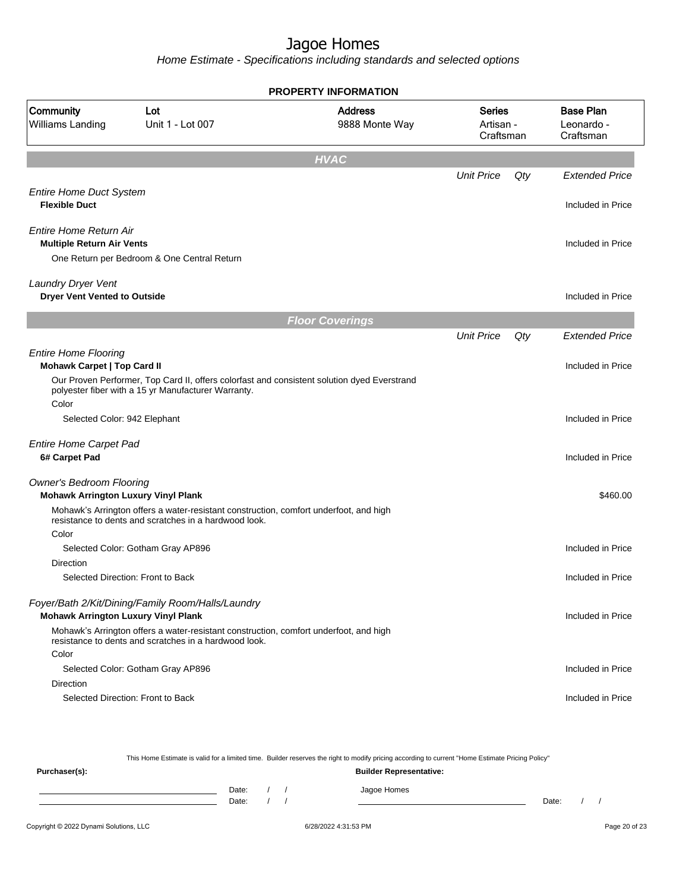# Jagoe Homes

*Home Estimate - Specifications including standards and selected options*

**PROPERTY INFORMATION**

| Community | Lot | Address | Series | Base Plan |
|---|---|---|---|---|
| Williams Landing | Unit 1 - Lot 007 | 9888 Monte Way | Artisan - Craftsman | Leonardo - Craftsman |

## HVAC

| | Unit Price | Qty | Extended Price |
|---|---|---|---|
| *Entire Home Duct System* | | | |
| **Flexible Duct** | | | Included in Price |
| *Entire Home Return Air* | | | |
| **Multiple Return Air Vents** | | | Included in Price |
| One Return per Bedroom & One Central Return | | | |
| *Laundry Dryer Vent* | | | |
| **Dryer Vent Vented to Outside** | | | Included in Price |

## Floor Coverings

| | Unit Price | Qty | Extended Price |
|---|---|---|---|
| *Entire Home Flooring* | | | |
| **Mohawk Carpet \| Top Card II** | | | Included in Price |
| Our Proven Performer, Top Card II, offers colorfast and consistent solution dyed Everstrand polyester fiber with a 15 yr Manufacturer Warranty. | | | |
| Color | | | |
| Selected Color: 942 Elephant | | | Included in Price |
| *Entire Home Carpet Pad* | | | |
| **6# Carpet Pad** | | | Included in Price |
| *Owner's Bedroom Flooring* | | | |
| **Mohawk Arrington Luxury Vinyl Plank** | | | $460.00 |
| Mohawk's Arrington offers a water-resistant construction, comfort underfoot, and high resistance to dents and scratches in a hardwood look. | | | |
| Color | | | |
| Selected Color: Gotham Gray AP896 | | | Included in Price |
| Direction | | | |
| Selected Direction: Front to Back | | | Included in Price |
| *Foyer/Bath 2/Kit/Dining/Family Room/Halls/Laundry* | | | |
| **Mohawk Arrington Luxury Vinyl Plank** | | | Included in Price |
| Mohawk's Arrington offers a water-resistant construction, comfort underfoot, and high resistance to dents and scratches in a hardwood look. | | | |
| Color | | | |
| Selected Color: Gotham Gray AP896 | | | Included in Price |
| Direction | | | |
| Selected Direction: Front to Back | | | Included in Price |

This Home Estimate is valid for a limited time. Builder reserves the right to modify pricing according to current "Home Estimate Pricing Policy"

**Purchaser(s):** Date: / / Date: / /

**Builder Representative:** Jagoe Homes Date: / /

Copyright © 2022 Dynami Solutions, LLC 6/28/2022 4:31:53 PM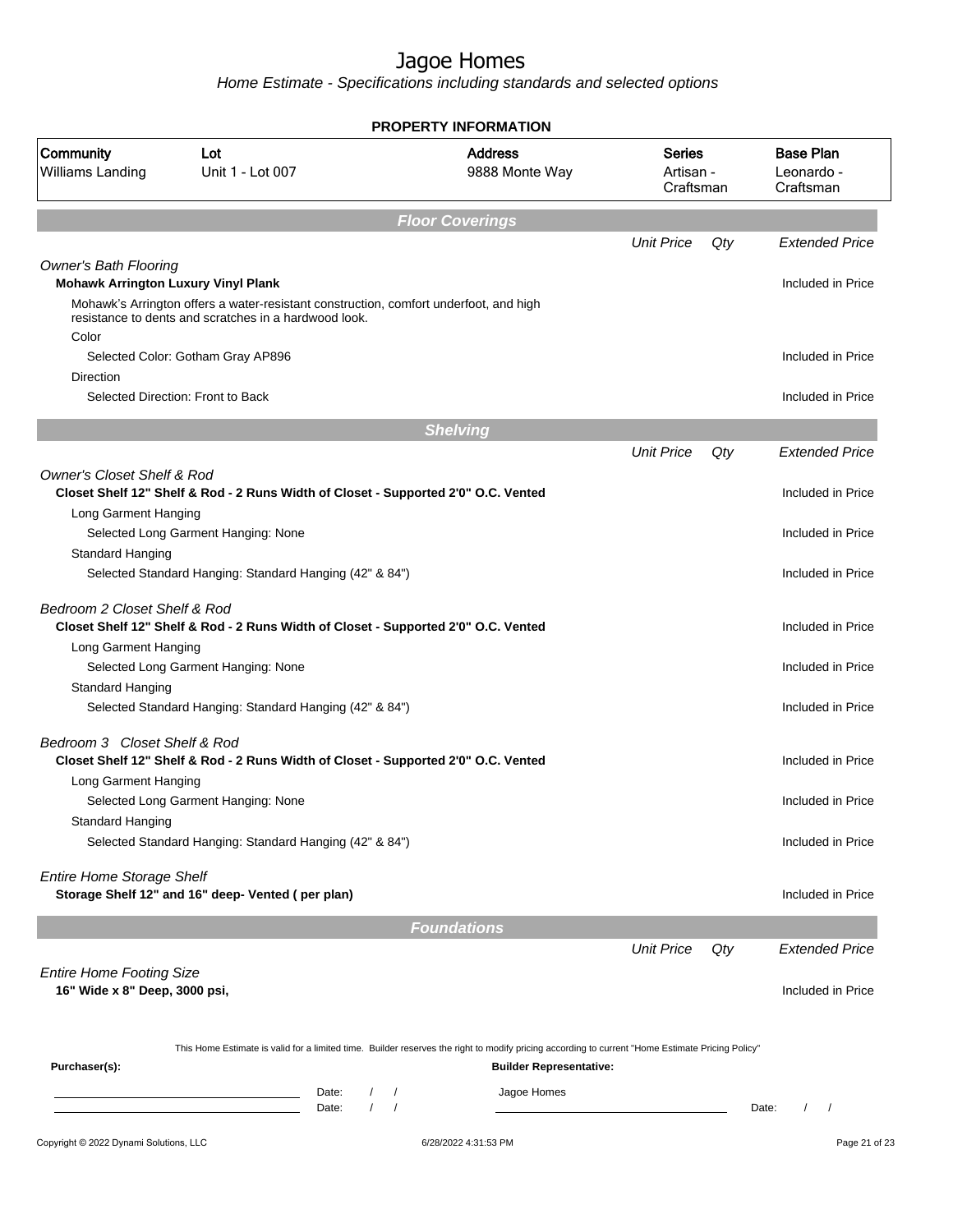# Jagoe Homes

*Home Estimate - Specifications including standards and selected options*

**PROPERTY INFORMATION**

| Community | Lot | Address | Series | Base Plan |
|---|---|---|---|---|
| Williams Landing | Unit 1 - Lot 007 | 9888 Monte Way | Artisan - Craftsman | Leonardo - Craftsman |

## Floor Coverings

| | Unit Price | Qty | Extended Price |
|---|---|---|---|
| *Owner's Bath Flooring* | | | |
| **Mohawk Arrington Luxury Vinyl Plank** | | | Included in Price |
| Mohawk's Arrington offers a water-resistant construction, comfort underfoot, and high resistance to dents and scratches in a hardwood look. | | | |
| Color | | | |
| Selected Color: Gotham Gray AP896 | | | Included in Price |
| Direction | | | |
| Selected Direction: Front to Back | | | Included in Price |

## Shelving

| | Unit Price | Qty | Extended Price |
|---|---|---|---|
| *Owner's Closet Shelf & Rod* | | | |
| **Closet Shelf 12" Shelf & Rod - 2 Runs Width of Closet - Supported 2'0" O.C. Vented** | | | Included in Price |
| Long Garment Hanging | | | |
| Selected Long Garment Hanging: None | | | Included in Price |
| Standard Hanging | | | |
| Selected Standard Hanging: Standard Hanging (42" & 84") | | | Included in Price |
| *Bedroom 2 Closet Shelf & Rod* | | | |
| **Closet Shelf 12" Shelf & Rod - 2 Runs Width of Closet - Supported 2'0" O.C. Vented** | | | Included in Price |
| Long Garment Hanging | | | |
| Selected Long Garment Hanging: None | | | Included in Price |
| Standard Hanging | | | |
| Selected Standard Hanging: Standard Hanging (42" & 84") | | | Included in Price |
| *Bedroom 3 Closet Shelf & Rod* | | | |
| **Closet Shelf 12" Shelf & Rod - 2 Runs Width of Closet - Supported 2'0" O.C. Vented** | | | Included in Price |
| Long Garment Hanging | | | |
| Selected Long Garment Hanging: None | | | Included in Price |
| Standard Hanging | | | |
| Selected Standard Hanging: Standard Hanging (42" & 84") | | | Included in Price |
| *Entire Home Storage Shelf* | | | |
| **Storage Shelf 12" and 16" deep- Vented ( per plan)** | | | Included in Price |

## Foundations

| | Unit Price | Qty | Extended Price |
|---|---|---|---|
| *Entire Home Footing Size* | | | |
| **16" Wide x 8" Deep, 3000 psi,** | | | Included in Price |

This Home Estimate is valid for a limited time. Builder reserves the right to modify pricing according to current "Home Estimate Pricing Policy"

**Purchaser(s):**

Date: / /

Date: / /

**Builder Representative:**

Jagoe Homes

Date: / /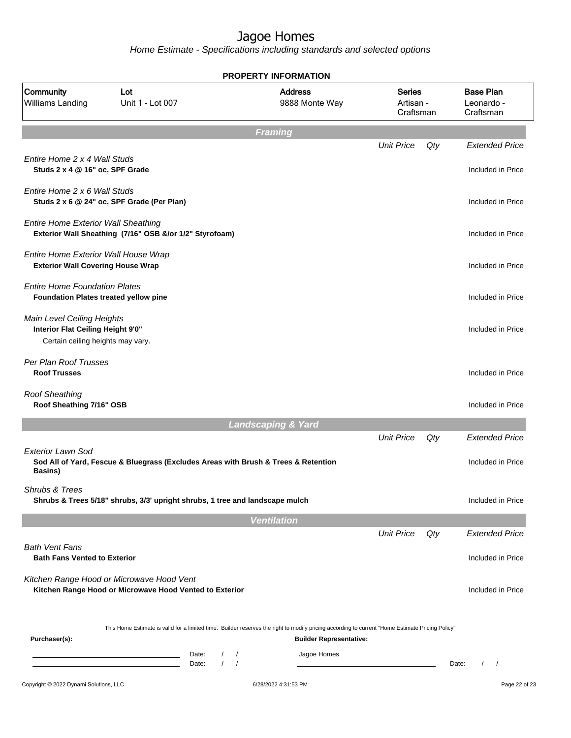# Jagoe Homes

*Home Estimate - Specifications including standards and selected options*

## PROPERTY INFORMATION

| Community | Lot | Address | Series | Base Plan |
|---|---|---|---|---|
| Williams Landing | Unit 1 - Lot 007 | 9888 Monte Way | Artisan - Craftsman | Leonardo - Craftsman |

## Framing

| | Unit Price | Qty | Extended Price |
|---|---|---|---|
| *Entire Home 2 x 4 Wall Studs*<br>**Studs 2 x 4 @ 16" oc, SPF Grade** | | | Included in Price |
| *Entire Home 2 x 6 Wall Studs*<br>**Studs 2 x 6 @ 24" oc, SPF Grade (Per Plan)** | | | Included in Price |
| *Entire Home Exterior Wall Sheathing*<br>**Exterior Wall Sheathing (7/16" OSB &/or 1/2" Styrofoam)** | | | Included in Price |
| *Entire Home Exterior Wall House Wrap*<br>**Exterior Wall Covering House Wrap** | | | Included in Price |
| *Entire Home Foundation Plates*<br>**Foundation Plates treated yellow pine** | | | Included in Price |
| *Main Level Ceiling Heights*<br>**Interior Flat Ceiling Height 9'0"**<br>Certain ceiling heights may vary. | | | Included in Price |
| *Per Plan Roof Trusses*<br>**Roof Trusses** | | | Included in Price |
| *Roof Sheathing*<br>**Roof Sheathing 7/16" OSB** | | | Included in Price |

## Landscaping & Yard

| | Unit Price | Qty | Extended Price |
|---|---|---|---|
| *Exterior Lawn Sod*<br>**Sod All of Yard, Fescue & Bluegrass (Excludes Areas with Brush & Trees & Retention Basins)** | | | Included in Price |
| *Shrubs & Trees*<br>**Shrubs & Trees 5/18" shrubs, 3/3' upright shrubs, 1 tree and landscape mulch** | | | Included in Price |

## Ventilation

| | Unit Price | Qty | Extended Price |
|---|---|---|---|
| *Bath Vent Fans*<br>**Bath Fans Vented to Exterior** | | | Included in Price |
| *Kitchen Range Hood or Microwave Hood Vent*<br>**Kitchen Range Hood or Microwave Hood Vented to Exterior** | | | Included in Price |

This Home Estimate is valid for a limited time. Builder reserves the right to modify pricing according to current "Home Estimate Pricing Policy"

**Purchaser(s):**

Date: / /

Date: / /

**Builder Representative:**

Jagoe Homes

Date: / /

Copyright © 2022 Dynami Solutions, LLC — 6/28/2022 4:31:53 PM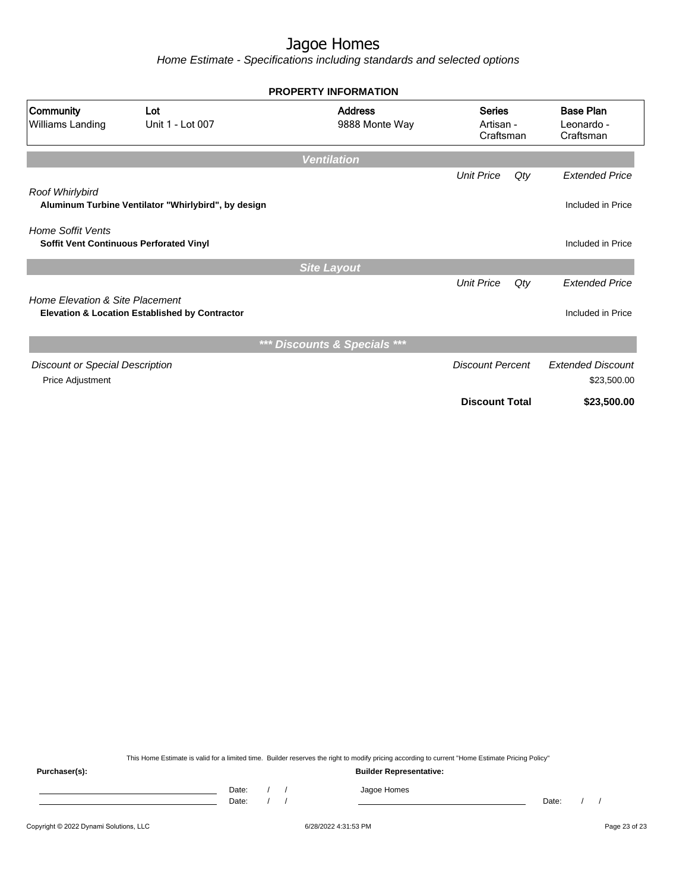# Jagoe Homes

*Home Estimate - Specifications including standards and selected options*

**PROPERTY INFORMATION**

| Community | Lot | Address | Series | Base Plan |
|---|---|---|---|---|
| Williams Landing | Unit 1 - Lot 007 | 9888 Monte Way | Artisan - Craftsman | Leonardo - Craftsman |

### *Ventilation*

| | Unit Price | Qty | Extended Price |
|---|---|---|---|
| *Roof Whirlybird* | | | |
| **Aluminum Turbine Ventilator "Whirlybird", by design** | | | Included in Price |
| *Home Soffit Vents* | | | |
| **Soffit Vent Continuous Perforated Vinyl** | | | Included in Price |

### *Site Layout*

| | Unit Price | Qty | Extended Price |
|---|---|---|---|
| *Home Elevation & Site Placement* | | | |
| **Elevation & Location Established by Contractor** | | | Included in Price |

### *\*\*\* Discounts & Specials \*\*\**

| Discount or Special Description | Discount Percent | Extended Discount |
|---|---|---|
| Price Adjustment | | $23,500.00 |
| | **Discount Total** | **$23,500.00** |

This Home Estimate is valid for a limited time. Builder reserves the right to modify pricing according to current "Home Estimate Pricing Policy"

**Purchaser(s):**

Date: / /

Date: / /

**Builder Representative:**

Jagoe Homes

Date: / /

Copyright © 2022 Dynami Solutions, LLC

6/28/2022 4:31:53 PM